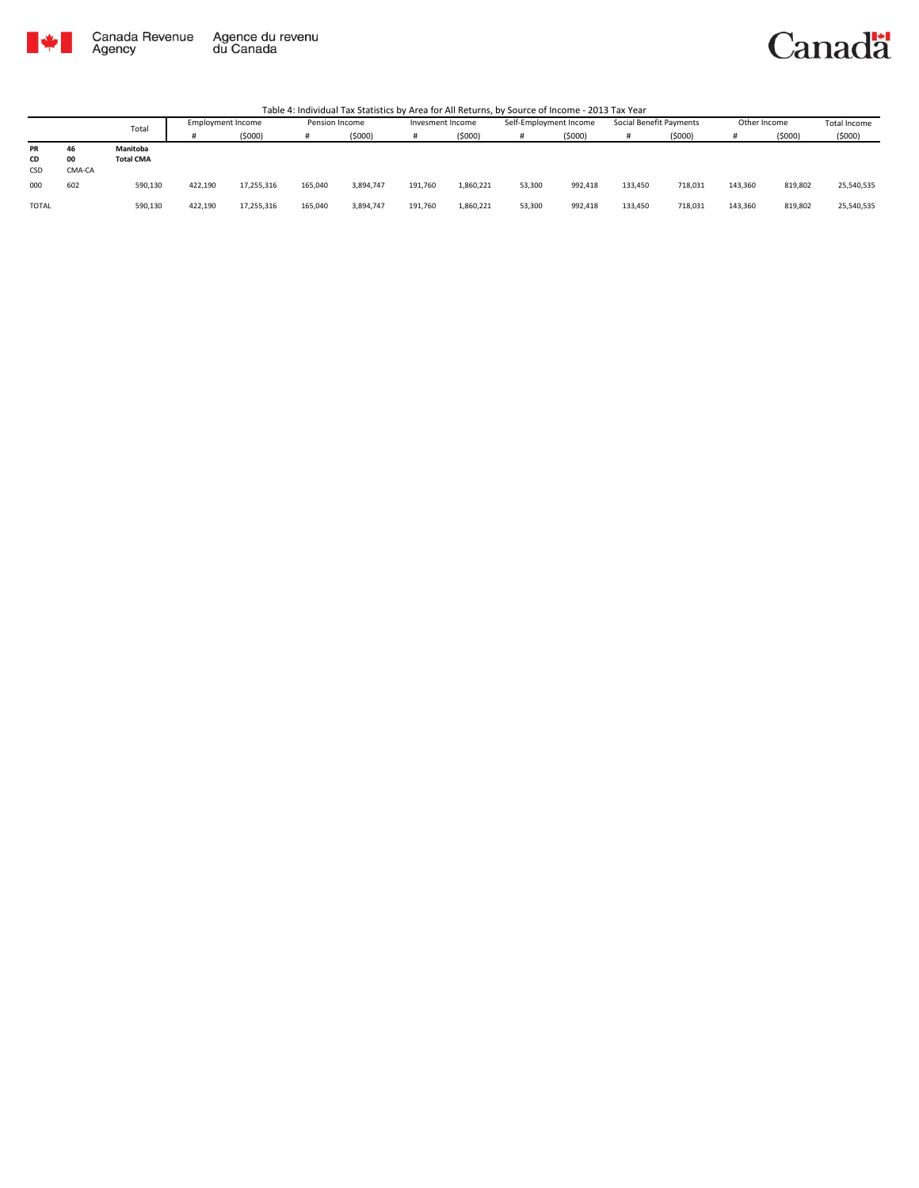Canada Revenue Agency | Agence du revenu du Canada

Canada

Table 4: Individual Tax Statistics by Area for All Returns, by Source of Income - 2013 Tax Year

| | | Total | Employment Income | | Pension Income | | Invesment Income | | Self-Employment Income | | Social Benefit Payments | | Other Income | | Total Income |
|---|---|---|---|---|---|---|---|---|---|---|---|---|---|---|---|
| | | | # | ($000) | # | ($000) | # | ($000) | # | ($000) | # | ($000) | # | ($000) | ($000) |
| **PR** | **46** | **Manitoba** | | | | | | | | | | | | | |
| **CD** | **00** | **Total CMA** | | | | | | | | | | | | | |
| CSD | CMA-CA | | | | | | | | | | | | | | |
| 000 | 602 | 590,130 | 422,190 | 17,255,316 | 165,040 | 3,894,747 | 191,760 | 1,860,221 | 53,300 | 992,418 | 133,450 | 718,031 | 143,360 | 819,802 | 25,540,535 |
| TOTAL | | 590,130 | 422,190 | 17,255,316 | 165,040 | 3,894,747 | 191,760 | 1,860,221 | 53,300 | 992,418 | 133,450 | 718,031 | 143,360 | 819,802 | 25,540,535 |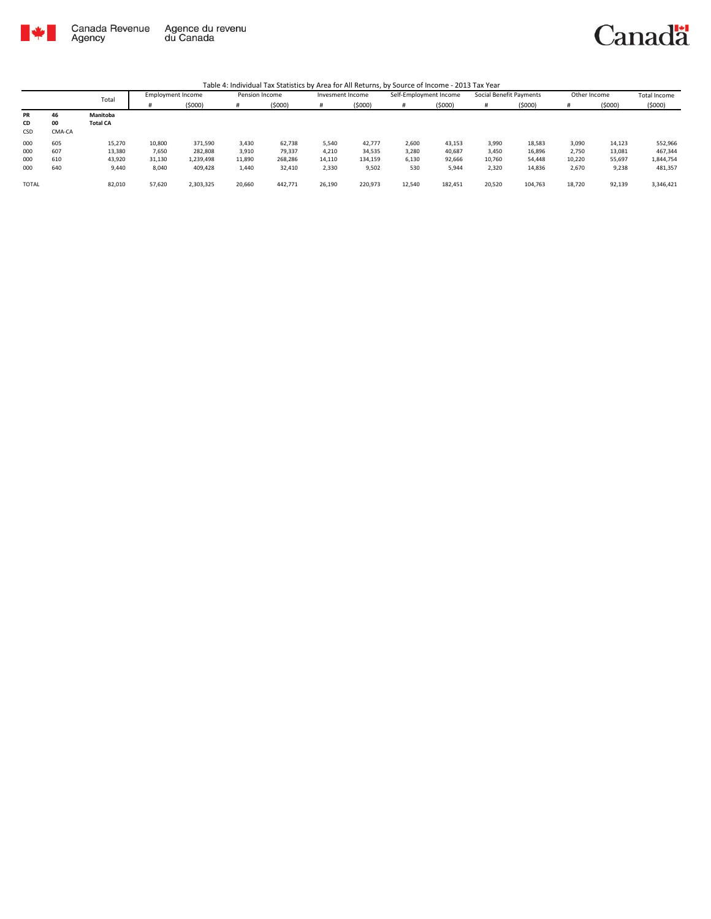Table 4: Individual Tax Statistics by Area for All Returns, by Source of Income - 2013 Tax Year

| | | Total | Employment Income | | Pension Income | | Invesment Income | | Self-Employment Income | | Social Benefit Payments | | Other Income | | Total Income |
|---|---|---|---|---|---|---|---|---|---|---|---|---|---|---|---|
| | | | # | ($000) | # | ($000) | # | ($000) | # | ($000) | # | ($000) | # | ($000) | ($000) |
| **PR** | **46** | **Manitoba** | | | | | | | | | | | | | |
| **CD** | **00** | **Total CA** | | | | | | | | | | | | | |
| CSD | CMA-CA | | | | | | | | | | | | | | |
| 000 | 605 | 15,270 | 10,800 | 371,590 | 3,430 | 62,738 | 5,540 | 42,777 | 2,600 | 43,153 | 3,990 | 18,583 | 3,090 | 14,123 | 552,966 |
| 000 | 607 | 13,380 | 7,650 | 282,808 | 3,910 | 79,337 | 4,210 | 34,535 | 3,280 | 40,687 | 3,450 | 16,896 | 2,750 | 13,081 | 467,344 |
| 000 | 610 | 43,920 | 31,130 | 1,239,498 | 11,890 | 268,286 | 14,110 | 134,159 | 6,130 | 92,666 | 10,760 | 54,448 | 10,220 | 55,697 | 1,844,754 |
| 000 | 640 | 9,440 | 8,040 | 409,428 | 1,440 | 32,410 | 2,330 | 9,502 | 530 | 5,944 | 2,320 | 14,836 | 2,670 | 9,238 | 481,357 |
| TOTAL | | 82,010 | 57,620 | 2,303,325 | 20,660 | 442,771 | 26,190 | 220,973 | 12,540 | 182,451 | 20,520 | 104,763 | 18,720 | 92,139 | 3,346,421 |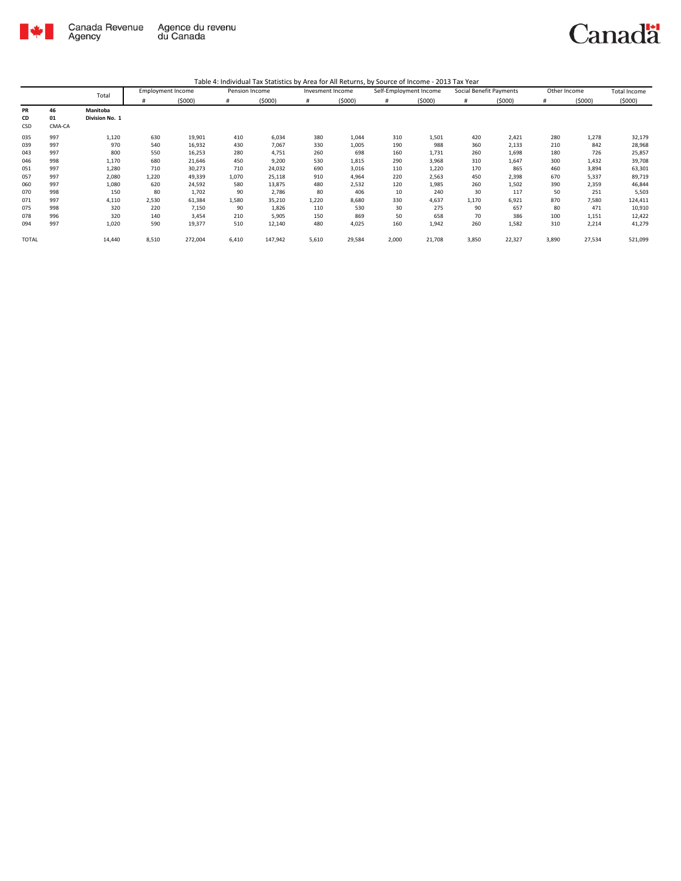Canada Revenue Agency / Agence du revenu du Canada

Table 4: Individual Tax Statistics by Area for All Returns, by Source of Income - 2013 Tax Year

| | | Total | Employment Income | | Pension Income | | Invesment Income | | Self-Employment Income | | Social Benefit Payments | | Other Income | | Total Income |
|---|---|---|---|---|---|---|---|---|---|---|---|---|---|---|---|
| | | | # | ($000) | # | ($000) | # | ($000) | # | ($000) | # | ($000) | # | ($000) | ($000) |
| **PR** | **46** | **Manitoba** | | | | | | | | | | | | | |
| **CD** | **01** | **Division No. 1** | | | | | | | | | | | | | |
| CSD | CMA-CA | | | | | | | | | | | | | | |
| 035 | 997 | 1,120 | 630 | 19,901 | 410 | 6,034 | 380 | 1,044 | 310 | 1,501 | 420 | 2,421 | 280 | 1,278 | 32,179 |
| 039 | 997 | 970 | 540 | 16,932 | 430 | 7,067 | 330 | 1,005 | 190 | 988 | 360 | 2,133 | 210 | 842 | 28,968 |
| 043 | 997 | 800 | 550 | 16,253 | 280 | 4,751 | 260 | 698 | 160 | 1,731 | 260 | 1,698 | 180 | 726 | 25,857 |
| 046 | 998 | 1,170 | 680 | 21,646 | 450 | 9,200 | 530 | 1,815 | 290 | 3,968 | 310 | 1,647 | 300 | 1,432 | 39,708 |
| 051 | 997 | 1,280 | 710 | 30,273 | 710 | 24,032 | 690 | 3,016 | 110 | 1,220 | 170 | 865 | 460 | 3,894 | 63,301 |
| 057 | 997 | 2,080 | 1,220 | 49,339 | 1,070 | 25,118 | 910 | 4,964 | 220 | 2,563 | 450 | 2,398 | 670 | 5,337 | 89,719 |
| 060 | 997 | 1,080 | 620 | 24,592 | 580 | 13,875 | 480 | 2,532 | 120 | 1,985 | 260 | 1,502 | 390 | 2,359 | 46,844 |
| 070 | 998 | 150 | 80 | 1,702 | 90 | 2,786 | 80 | 406 | 10 | 240 | 30 | 117 | 50 | 251 | 5,503 |
| 071 | 997 | 4,110 | 2,530 | 61,384 | 1,580 | 35,210 | 1,220 | 8,680 | 330 | 4,637 | 1,170 | 6,921 | 870 | 7,580 | 124,411 |
| 075 | 998 | 320 | 220 | 7,150 | 90 | 1,826 | 110 | 530 | 30 | 275 | 90 | 657 | 80 | 471 | 10,910 |
| 078 | 996 | 320 | 140 | 3,454 | 210 | 5,905 | 150 | 869 | 50 | 658 | 70 | 386 | 100 | 1,151 | 12,422 |
| 094 | 997 | 1,020 | 590 | 19,377 | 510 | 12,140 | 480 | 4,025 | 160 | 1,942 | 260 | 1,582 | 310 | 2,214 | 41,279 |
| TOTAL | | 14,440 | 8,510 | 272,004 | 6,410 | 147,942 | 5,610 | 29,584 | 2,000 | 21,708 | 3,850 | 22,327 | 3,890 | 27,534 | 521,099 |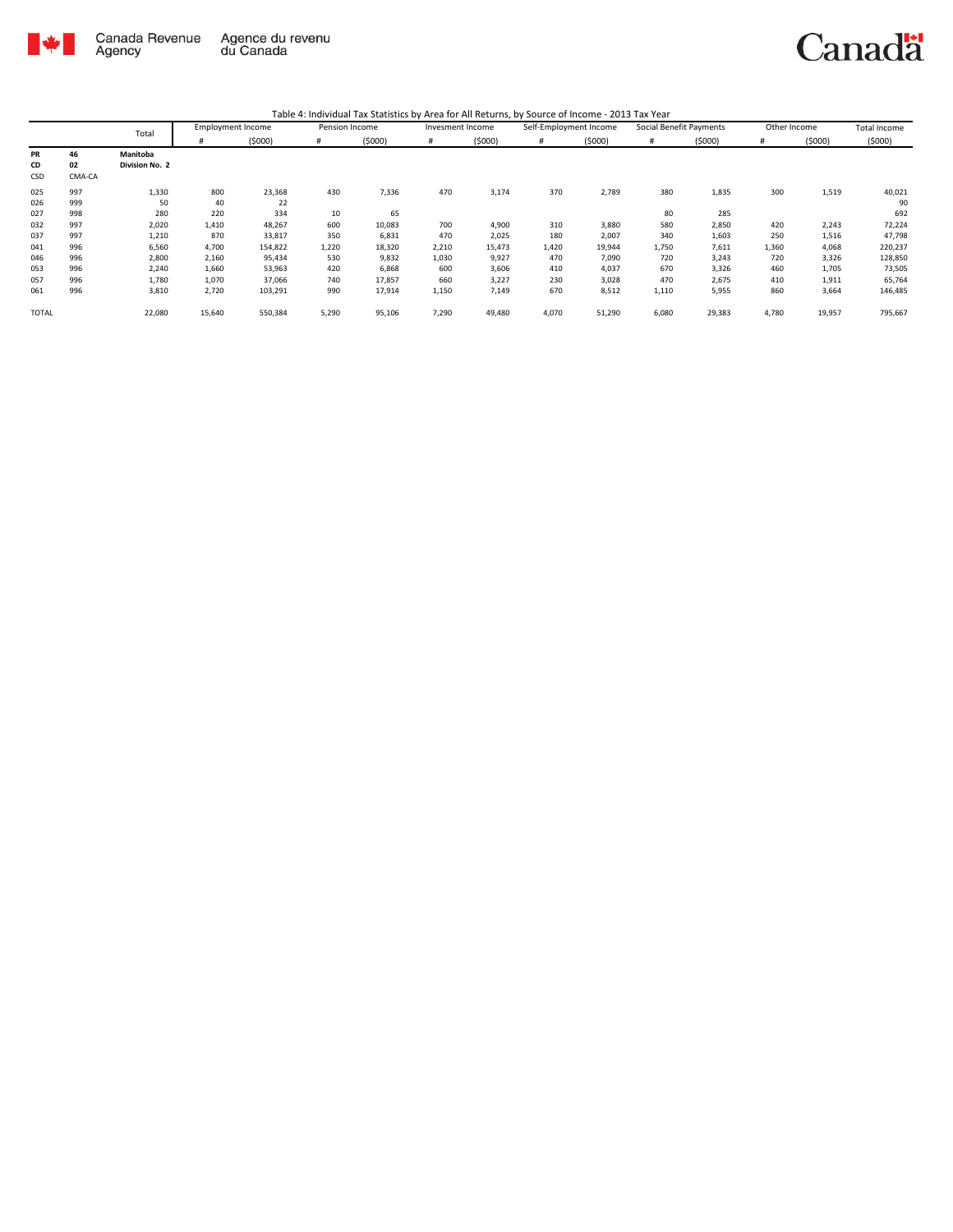Table 4: Individual Tax Statistics by Area for All Returns, by Source of Income - 2013 Tax Year

| | | Total | Employment Income | | Pension Income | | Invesment Income | | Self-Employment Income | | Social Benefit Payments | | Other Income | | Total Income |
|---|---|---|---|---|---|---|---|---|---|---|---|---|---|---|---|
| | | | # | ($000) | # | ($000) | # | ($000) | # | ($000) | # | ($000) | # | ($000) | ($000) |
| **PR** | **46** | **Manitoba** | | | | | | | | | | | | | |
| **CD** | **02** | **Division No. 2** | | | | | | | | | | | | | |
| CSD | CMA-CA | | | | | | | | | | | | | | |
| 025 | 997 | 1,330 | 800 | 23,368 | 430 | 7,336 | 470 | 3,174 | 370 | 2,789 | 380 | 1,835 | 300 | 1,519 | 40,021 |
| 026 | 999 | 50 | 40 | 22 | | | | | | | | | | | 90 |
| 027 | 998 | 280 | 220 | 334 | 10 | 65 | | | | | 80 | 285 | | | 692 |
| 032 | 997 | 2,020 | 1,410 | 48,267 | 600 | 10,083 | 700 | 4,900 | 310 | 3,880 | 580 | 2,850 | 420 | 2,243 | 72,224 |
| 037 | 997 | 1,210 | 870 | 33,817 | 350 | 6,831 | 470 | 2,025 | 180 | 2,007 | 340 | 1,603 | 250 | 1,516 | 47,798 |
| 041 | 996 | 6,560 | 4,700 | 154,822 | 1,220 | 18,320 | 2,210 | 15,473 | 1,420 | 19,944 | 1,750 | 7,611 | 1,360 | 4,068 | 220,237 |
| 046 | 996 | 2,800 | 2,160 | 95,434 | 530 | 9,832 | 1,030 | 9,927 | 470 | 7,090 | 720 | 3,243 | 720 | 3,326 | 128,850 |
| 053 | 996 | 2,240 | 1,660 | 53,963 | 420 | 6,868 | 600 | 3,606 | 410 | 4,037 | 670 | 3,326 | 460 | 1,705 | 73,505 |
| 057 | 996 | 1,780 | 1,070 | 37,066 | 740 | 17,857 | 660 | 3,227 | 230 | 3,028 | 470 | 2,675 | 410 | 1,911 | 65,764 |
| 061 | 996 | 3,810 | 2,720 | 103,291 | 990 | 17,914 | 1,150 | 7,149 | 670 | 8,512 | 1,110 | 5,955 | 860 | 3,664 | 146,485 |
| TOTAL | | 22,080 | 15,640 | 550,384 | 5,290 | 95,106 | 7,290 | 49,480 | 4,070 | 51,290 | 6,080 | 29,383 | 4,780 | 19,957 | 795,667 |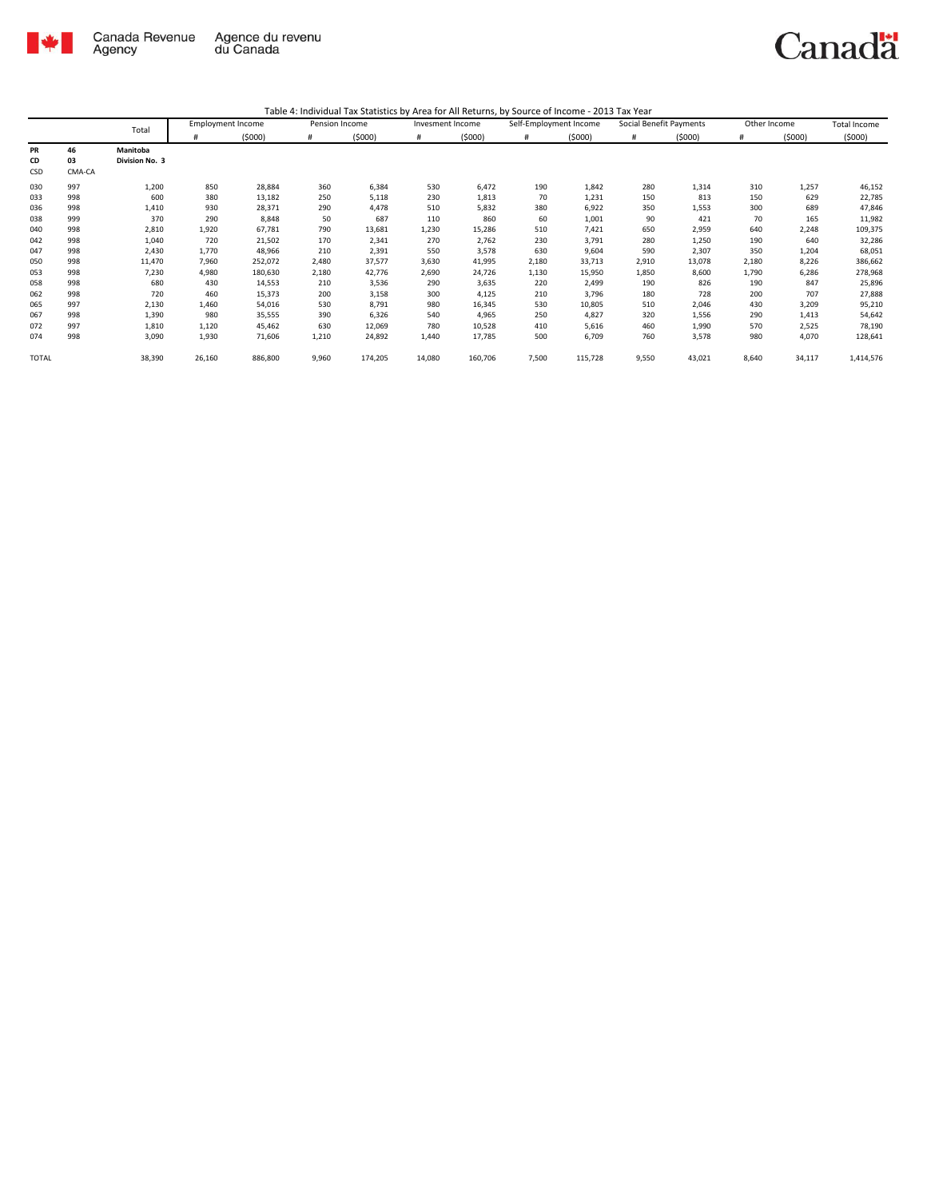Canada Revenue Agency | Agence du revenu du Canada

Table 4: Individual Tax Statistics by Area for All Returns, by Source of Income - 2013 Tax Year

| | | Total | Employment Income | | Pension Income | | Invesment Income | | Self-Employment Income | | Social Benefit Payments | | Other Income | | Total Income |
|---|---|---|---|---|---|---|---|---|---|---|---|---|---|---|---|
| | | | # | ($000) | # | ($000) | # | ($000) | # | ($000) | # | ($000) | # | ($000) | ($000) |
| PR | 46 | Manitoba | | | | | | | | | | | | | |
| CD | 03 | Division No. 3 | | | | | | | | | | | | | |
| CSD | CMA-CA | | | | | | | | | | | | | | |
| 030 | 997 | 1,200 | 850 | 28,884 | 360 | 6,384 | 530 | 6,472 | 190 | 1,842 | 280 | 1,314 | 310 | 1,257 | 46,152 |
| 033 | 998 | 600 | 380 | 13,182 | 250 | 5,118 | 230 | 1,813 | 70 | 1,231 | 150 | 813 | 150 | 629 | 22,785 |
| 036 | 998 | 1,410 | 930 | 28,371 | 290 | 4,478 | 510 | 5,832 | 380 | 6,922 | 350 | 1,553 | 300 | 689 | 47,846 |
| 038 | 999 | 370 | 290 | 8,848 | 50 | 687 | 110 | 860 | 60 | 1,001 | 90 | 421 | 70 | 165 | 11,982 |
| 040 | 998 | 2,810 | 1,920 | 67,781 | 790 | 13,681 | 1,230 | 15,286 | 510 | 7,421 | 650 | 2,959 | 640 | 2,248 | 109,375 |
| 042 | 998 | 1,040 | 720 | 21,502 | 170 | 2,341 | 270 | 2,762 | 230 | 3,791 | 280 | 1,250 | 190 | 640 | 32,286 |
| 047 | 998 | 2,430 | 1,770 | 48,966 | 210 | 2,391 | 550 | 3,578 | 630 | 9,604 | 590 | 2,307 | 350 | 1,204 | 68,051 |
| 050 | 998 | 11,470 | 7,960 | 252,072 | 2,480 | 37,577 | 3,630 | 41,995 | 2,180 | 33,713 | 2,910 | 13,078 | 2,180 | 8,226 | 386,662 |
| 053 | 998 | 7,230 | 4,980 | 180,630 | 2,180 | 42,776 | 2,690 | 24,726 | 1,130 | 15,950 | 1,850 | 8,600 | 1,790 | 6,286 | 278,968 |
| 058 | 998 | 680 | 430 | 14,553 | 210 | 3,536 | 290 | 3,635 | 220 | 2,499 | 190 | 826 | 190 | 847 | 25,896 |
| 062 | 998 | 720 | 460 | 15,373 | 200 | 3,158 | 300 | 4,125 | 210 | 3,796 | 180 | 728 | 200 | 707 | 27,888 |
| 065 | 997 | 2,130 | 1,460 | 54,016 | 530 | 8,791 | 980 | 16,345 | 530 | 10,805 | 510 | 2,046 | 430 | 3,209 | 95,210 |
| 067 | 998 | 1,390 | 980 | 35,555 | 390 | 6,326 | 540 | 4,965 | 250 | 4,827 | 320 | 1,556 | 290 | 1,413 | 54,642 |
| 072 | 997 | 1,810 | 1,120 | 45,462 | 630 | 12,069 | 780 | 10,528 | 410 | 5,616 | 460 | 1,990 | 570 | 2,525 | 78,190 |
| 074 | 998 | 3,090 | 1,930 | 71,606 | 1,210 | 24,892 | 1,440 | 17,785 | 500 | 6,709 | 760 | 3,578 | 980 | 4,070 | 128,641 |
| TOTAL | | 38,390 | 26,160 | 886,800 | 9,960 | 174,205 | 14,080 | 160,706 | 7,500 | 115,728 | 9,550 | 43,021 | 8,640 | 34,117 | 1,414,576 |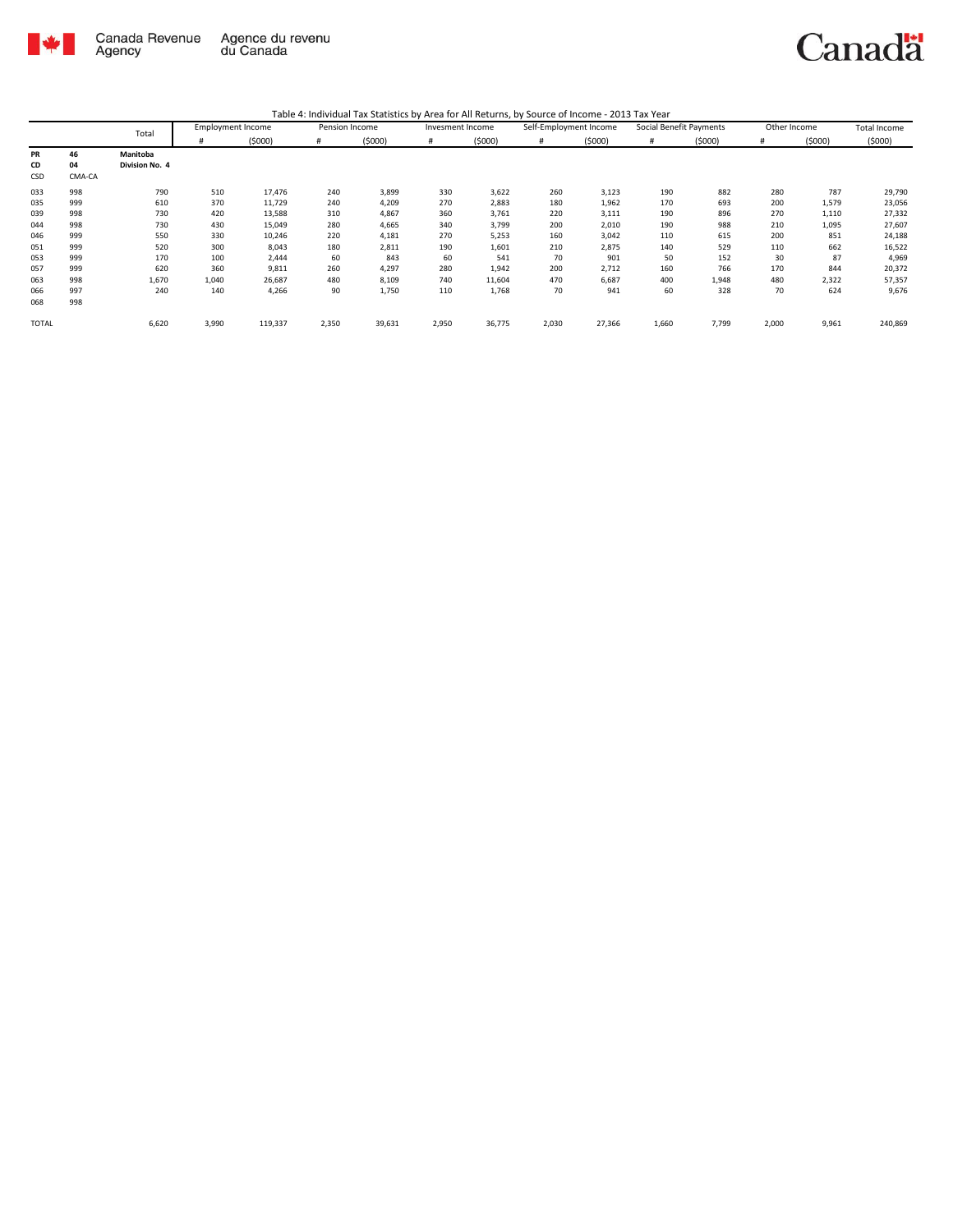Table 4: Individual Tax Statistics by Area for All Returns, by Source of Income - 2013 Tax Year

| | | Total | Employment Income | | Pension Income | | Invesment Income | | Self-Employment Income | | Social Benefit Payments | | Other Income | | Total Income |
|---|---|---|---|---|---|---|---|---|---|---|---|---|---|---|---|
| | | | # | ($000) | # | ($000) | # | ($000) | # | ($000) | # | ($000) | # | ($000) | ($000) |
| **PR** | **46** | **Manitoba** | | | | | | | | | | | | | |
| **CD** | **04** | **Division No. 4** | | | | | | | | | | | | | |
| CSD | CMA-CA | | | | | | | | | | | | | | |
| 033 | 998 | 790 | 510 | 17,476 | 240 | 3,899 | 330 | 3,622 | 260 | 3,123 | 190 | 882 | 280 | 787 | 29,790 |
| 035 | 999 | 610 | 370 | 11,729 | 240 | 4,209 | 270 | 2,883 | 180 | 1,962 | 170 | 693 | 200 | 1,579 | 23,056 |
| 039 | 998 | 730 | 420 | 13,588 | 310 | 4,867 | 360 | 3,761 | 220 | 3,111 | 190 | 896 | 270 | 1,110 | 27,332 |
| 044 | 998 | 730 | 430 | 15,049 | 280 | 4,665 | 340 | 3,799 | 200 | 2,010 | 190 | 988 | 210 | 1,095 | 27,607 |
| 046 | 999 | 550 | 330 | 10,246 | 220 | 4,181 | 270 | 5,253 | 160 | 3,042 | 110 | 615 | 200 | 851 | 24,188 |
| 051 | 999 | 520 | 300 | 8,043 | 180 | 2,811 | 190 | 1,601 | 210 | 2,875 | 140 | 529 | 110 | 662 | 16,522 |
| 053 | 999 | 170 | 100 | 2,444 | 60 | 843 | 60 | 541 | 70 | 901 | 50 | 152 | 30 | 87 | 4,969 |
| 057 | 999 | 620 | 360 | 9,811 | 260 | 4,297 | 280 | 1,942 | 200 | 2,712 | 160 | 766 | 170 | 844 | 20,372 |
| 063 | 998 | 1,670 | 1,040 | 26,687 | 480 | 8,109 | 740 | 11,604 | 470 | 6,687 | 400 | 1,948 | 480 | 2,322 | 57,357 |
| 066 | 997 | 240 | 140 | 4,266 | 90 | 1,750 | 110 | 1,768 | 70 | 941 | 60 | 328 | 70 | 624 | 9,676 |
| 068 | 998 | | | | | | | | | | | | | | |
| TOTAL | | 6,620 | 3,990 | 119,337 | 2,350 | 39,631 | 2,950 | 36,775 | 2,030 | 27,366 | 1,660 | 7,799 | 2,000 | 9,961 | 240,869 |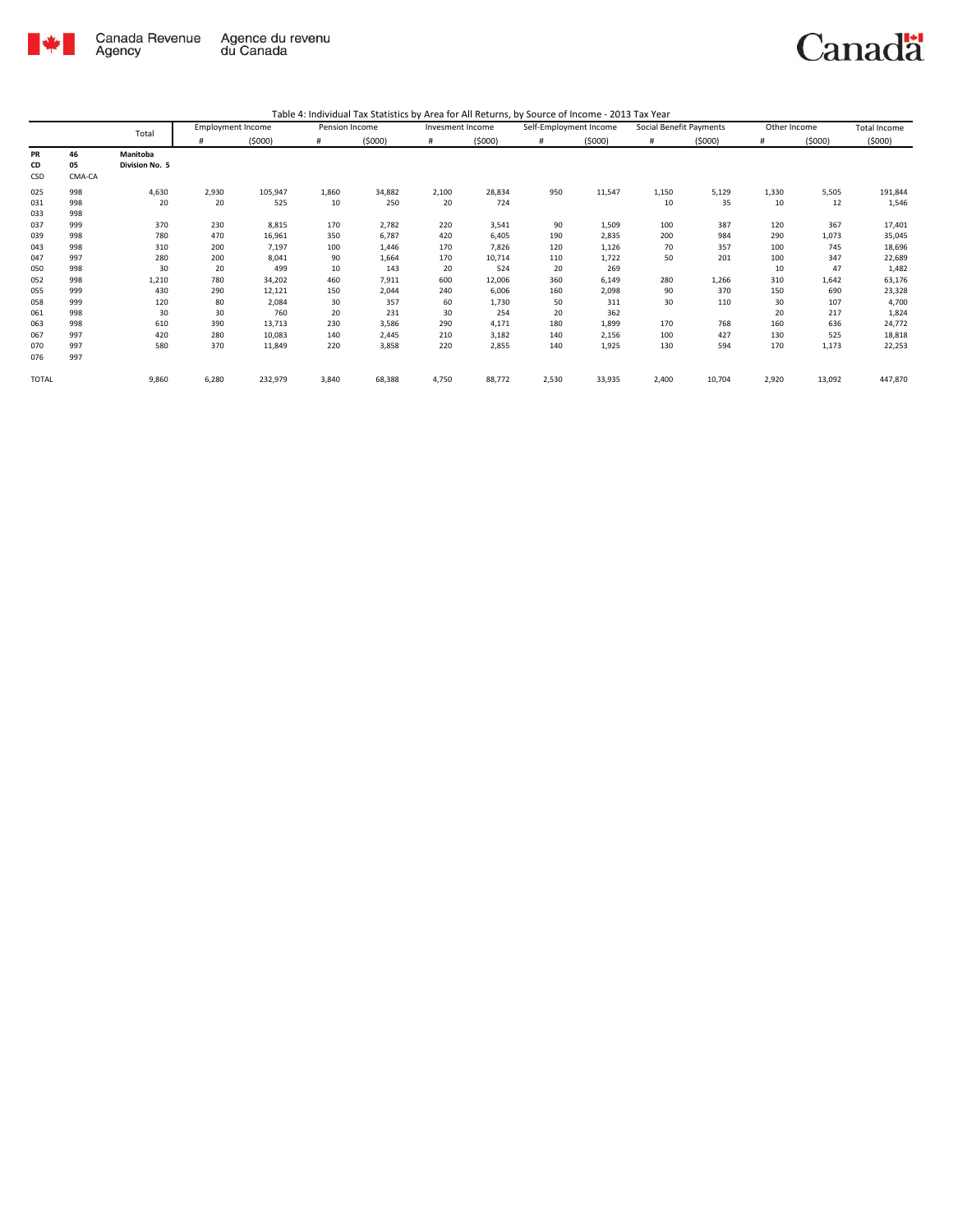Table 4: Individual Tax Statistics by Area for All Returns, by Source of Income - 2013 Tax Year

| | | Total | Employment Income | | Pension Income | | Invesment Income | | Self-Employment Income | | Social Benefit Payments | | Other Income | | Total Income |
|---|---|---|---|---|---|---|---|---|---|---|---|---|---|---|---|
| | | | # | ($000) | # | ($000) | # | ($000) | # | ($000) | # | ($000) | # | ($000) | ($000) |
| **PR** | **46** | **Manitoba** | | | | | | | | | | | | | |
| **CD** | **05** | **Division No. 5** | | | | | | | | | | | | | |
| CSD | CMA-CA | | | | | | | | | | | | | | |
| 025 | 998 | 4,630 | 2,930 | 105,947 | 1,860 | 34,882 | 2,100 | 28,834 | 950 | 11,547 | 1,150 | 5,129 | 1,330 | 5,505 | 191,844 |
| 031 | 998 | 20 | 20 | 525 | 10 | 250 | 20 | 724 | | | 10 | 35 | 10 | 12 | 1,546 |
| 033 | 998 | | | | | | | | | | | | | | |
| 037 | 999 | 370 | 230 | 8,815 | 170 | 2,782 | 220 | 3,541 | 90 | 1,509 | 100 | 387 | 120 | 367 | 17,401 |
| 039 | 998 | 780 | 470 | 16,961 | 350 | 6,787 | 420 | 6,405 | 190 | 2,835 | 200 | 984 | 290 | 1,073 | 35,045 |
| 043 | 998 | 310 | 200 | 7,197 | 100 | 1,446 | 170 | 7,826 | 120 | 1,126 | 70 | 357 | 100 | 745 | 18,696 |
| 047 | 997 | 280 | 200 | 8,041 | 90 | 1,664 | 170 | 10,714 | 110 | 1,722 | 50 | 201 | 100 | 347 | 22,689 |
| 050 | 998 | 30 | 20 | 499 | 10 | 143 | 20 | 524 | 20 | 269 | | | 10 | 47 | 1,482 |
| 052 | 998 | 1,210 | 780 | 34,202 | 460 | 7,911 | 600 | 12,006 | 360 | 6,149 | 280 | 1,266 | 310 | 1,642 | 63,176 |
| 055 | 999 | 430 | 290 | 12,121 | 150 | 2,044 | 240 | 6,006 | 160 | 2,098 | 90 | 370 | 150 | 690 | 23,328 |
| 058 | 999 | 120 | 80 | 2,084 | 30 | 357 | 60 | 1,730 | 50 | 311 | 30 | 110 | 30 | 107 | 4,700 |
| 061 | 998 | 30 | 30 | 760 | 20 | 231 | 30 | 254 | 20 | 362 | | | 20 | 217 | 1,824 |
| 063 | 998 | 610 | 390 | 13,713 | 230 | 3,586 | 290 | 4,171 | 180 | 1,899 | 170 | 768 | 160 | 636 | 24,772 |
| 067 | 997 | 420 | 280 | 10,083 | 140 | 2,445 | 210 | 3,182 | 140 | 2,156 | 100 | 427 | 130 | 525 | 18,818 |
| 070 | 997 | 580 | 370 | 11,849 | 220 | 3,858 | 220 | 2,855 | 140 | 1,925 | 130 | 594 | 170 | 1,173 | 22,253 |
| 076 | 997 | | | | | | | | | | | | | | |
| TOTAL | | 9,860 | 6,280 | 232,979 | 3,840 | 68,388 | 4,750 | 88,772 | 2,530 | 33,935 | 2,400 | 10,704 | 2,920 | 13,092 | 447,870 |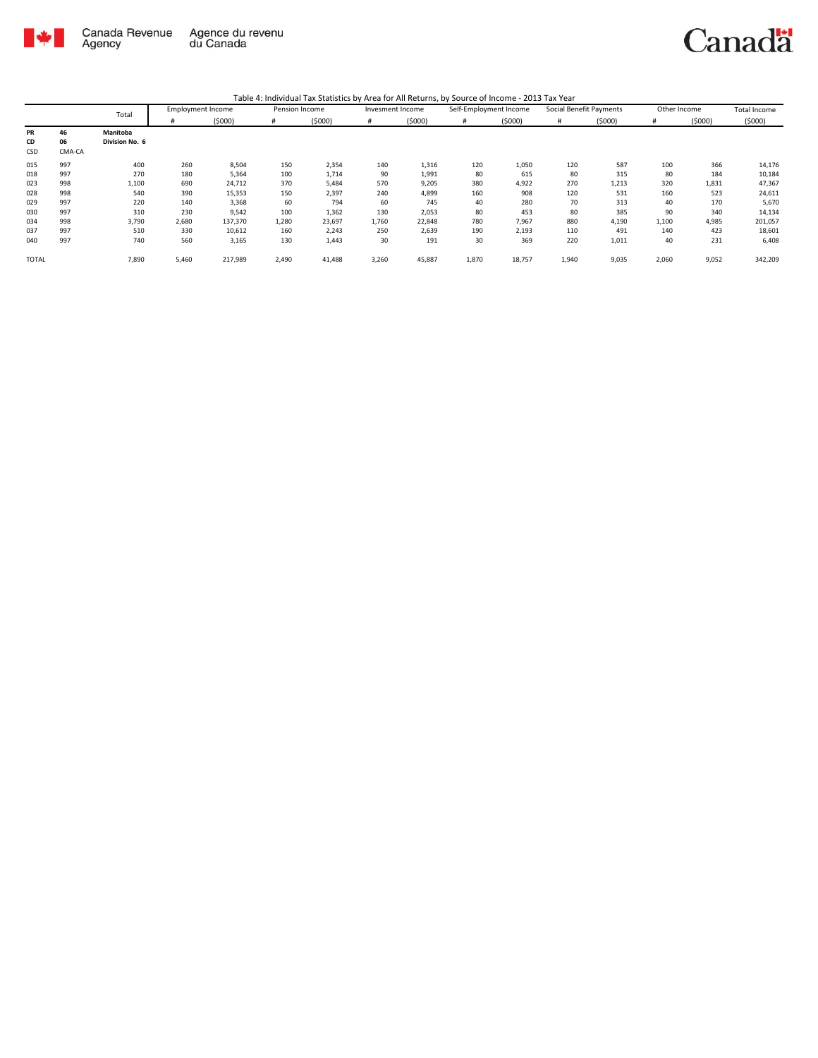Canada Revenue Agency | Agence du revenu du Canada

Canada

Table 4: Individual Tax Statistics by Area for All Returns, by Source of Income - 2013 Tax Year

| | | Total | Employment Income | | Pension Income | | Invesment Income | | Self-Employment Income | | Social Benefit Payments | | Other Income | | Total Income |
|---|---|---|---|---|---|---|---|---|---|---|---|---|---|---|---|
| | | | # | (\$000) | # | (\$000) | # | (\$000) | # | (\$000) | # | (\$000) | # | (\$000) | (\$000) |
| **PR** | **46** | **Manitoba** | | | | | | | | | | | | | |
| **CD** | **06** | **Division No. 6** | | | | | | | | | | | | | |
| CSD | CMA-CA | | | | | | | | | | | | | | |
| 015 | 997 | 400 | 260 | 8,504 | 150 | 2,354 | 140 | 1,316 | 120 | 1,050 | 120 | 587 | 100 | 366 | 14,176 |
| 018 | 997 | 270 | 180 | 5,364 | 100 | 1,714 | 90 | 1,991 | 80 | 615 | 80 | 315 | 80 | 184 | 10,184 |
| 023 | 998 | 1,100 | 690 | 24,712 | 370 | 5,484 | 570 | 9,205 | 380 | 4,922 | 270 | 1,213 | 320 | 1,831 | 47,367 |
| 028 | 998 | 540 | 390 | 15,353 | 150 | 2,397 | 240 | 4,899 | 160 | 908 | 120 | 531 | 160 | 523 | 24,611 |
| 029 | 997 | 220 | 140 | 3,368 | 60 | 794 | 60 | 745 | 40 | 280 | 70 | 313 | 40 | 170 | 5,670 |
| 030 | 997 | 310 | 230 | 9,542 | 100 | 1,362 | 130 | 2,053 | 80 | 453 | 80 | 385 | 90 | 340 | 14,134 |
| 034 | 998 | 3,790 | 2,680 | 137,370 | 1,280 | 23,697 | 1,760 | 22,848 | 780 | 7,967 | 880 | 4,190 | 1,100 | 4,985 | 201,057 |
| 037 | 997 | 510 | 330 | 10,612 | 160 | 2,243 | 250 | 2,639 | 190 | 2,193 | 110 | 491 | 140 | 423 | 18,601 |
| 040 | 997 | 740 | 560 | 3,165 | 130 | 1,443 | 30 | 191 | 30 | 369 | 220 | 1,011 | 40 | 231 | 6,408 |
| TOTAL | | 7,890 | 5,460 | 217,989 | 2,490 | 41,488 | 3,260 | 45,887 | 1,870 | 18,757 | 1,940 | 9,035 | 2,060 | 9,052 | 342,209 |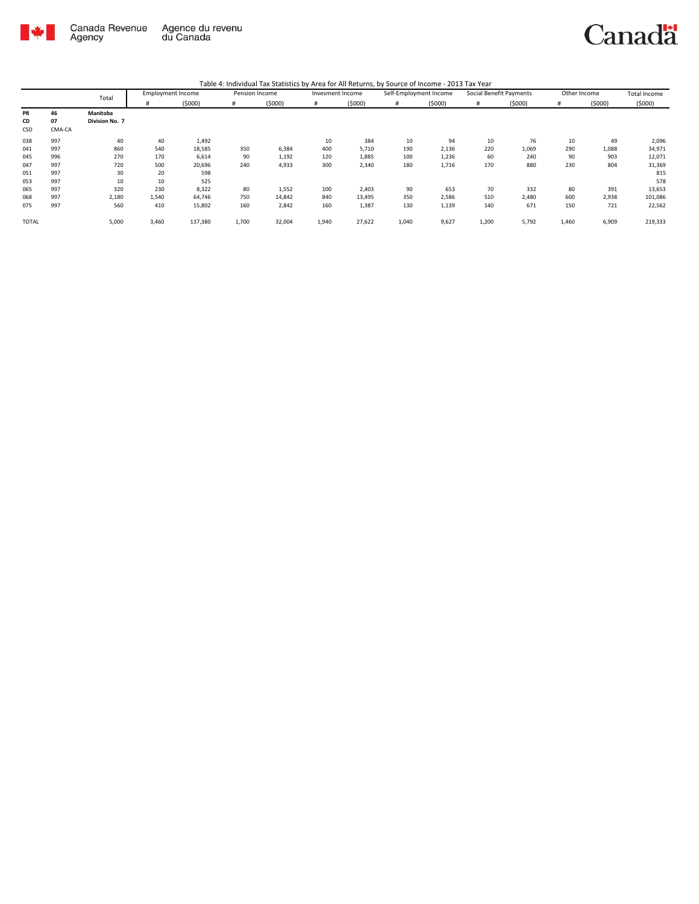Canada Revenue Agency / Agence du revenu du Canada

Table 4: Individual Tax Statistics by Area for All Returns, by Source of Income - 2013 Tax Year

| | | Total | Employment Income | | Pension Income | | Invesment Income | | Self-Employment Income | | Social Benefit Payments | | Other Income | | Total Income |
|---|---|---|---|---|---|---|---|---|---|---|---|---|---|---|---|
| | | | # | ($000) | # | ($000) | # | ($000) | # | ($000) | # | ($000) | # | ($000) | ($000) |
| PR | 46 | Manitoba | | | | | | | | | | | | | |
| CD | 07 | Division No. 7 | | | | | | | | | | | | | |
| CSD | CMA-CA | | | | | | | | | | | | | | |
| 038 | 997 | 40 | 40 | 1,492 | | | 10 | 384 | 10 | 94 | 10 | 76 | 10 | 49 | 2,096 |
| 041 | 997 | 860 | 540 | 18,585 | 350 | 6,384 | 400 | 5,710 | 190 | 2,136 | 220 | 1,069 | 290 | 1,088 | 34,971 |
| 045 | 996 | 270 | 170 | 6,614 | 90 | 1,192 | 120 | 1,885 | 100 | 1,236 | 60 | 240 | 90 | 903 | 12,071 |
| 047 | 997 | 720 | 500 | 20,696 | 240 | 4,933 | 300 | 2,340 | 180 | 1,716 | 170 | 880 | 230 | 804 | 31,369 |
| 051 | 997 | 30 | 20 | 598 | | | | | | | | | | | 815 |
| 053 | 997 | 10 | 10 | 525 | | | | | | | | | | | 578 |
| 065 | 997 | 320 | 230 | 8,322 | 80 | 1,552 | 100 | 2,403 | 90 | 653 | 70 | 332 | 80 | 391 | 13,653 |
| 068 | 997 | 2,180 | 1,540 | 64,746 | 750 | 14,842 | 840 | 13,495 | 350 | 2,586 | 510 | 2,480 | 600 | 2,938 | 101,086 |
| 075 | 997 | 560 | 410 | 15,802 | 160 | 2,842 | 160 | 1,387 | 130 | 1,139 | 140 | 671 | 150 | 721 | 22,562 |
| TOTAL | | 5,000 | 3,460 | 137,380 | 1,700 | 32,004 | 1,940 | 27,622 | 1,040 | 9,627 | 1,200 | 5,792 | 1,460 | 6,909 | 219,333 |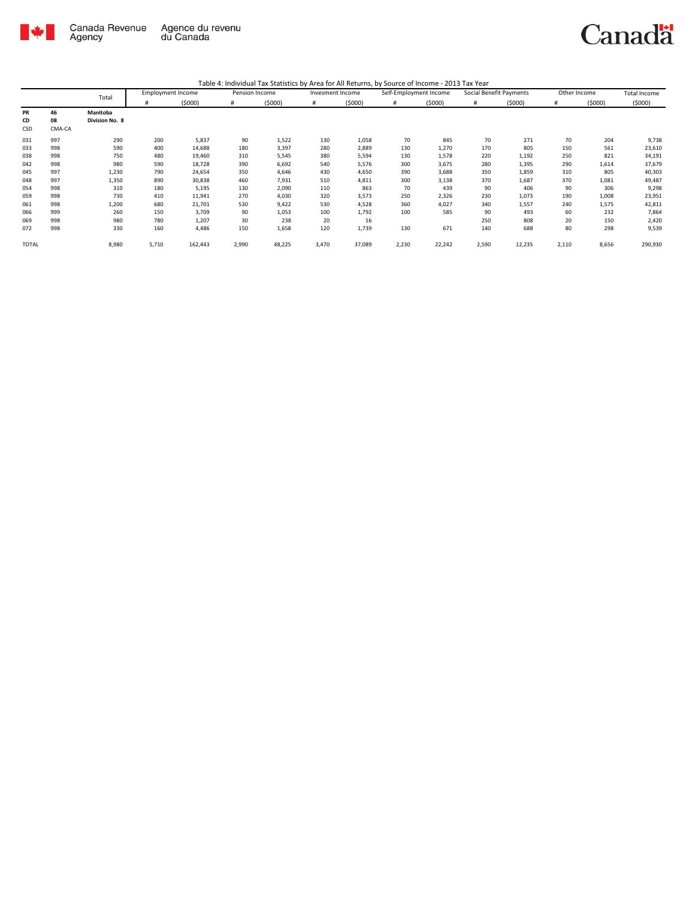Canada Revenue Agency | Agence du revenu du Canada

Table 4: Individual Tax Statistics by Area for All Returns, by Source of Income - 2013 Tax Year

| | | Total | Employment Income | | Pension Income | | Invesment Income | | Self-Employment Income | | Social Benefit Payments | | Other Income | | Total Income |
|---|---|---|---|---|---|---|---|---|---|---|---|---|---|---|---|
| | | | # | ($000) | # | ($000) | # | ($000) | # | ($000) | # | ($000) | # | ($000) | ($000) |
| PR | 46 | Manitoba | | | | | | | | | | | | | |
| CD | 08 | Division No. 8 | | | | | | | | | | | | | |
| CSD | CMA-CA | | | | | | | | | | | | | | |
| 031 | 997 | 290 | 200 | 5,837 | 90 | 1,522 | 130 | 1,058 | 70 | 845 | 70 | 271 | 70 | 204 | 9,738 |
| 033 | 998 | 590 | 400 | 14,688 | 180 | 3,397 | 280 | 2,889 | 130 | 1,270 | 170 | 805 | 150 | 561 | 23,610 |
| 038 | 998 | 750 | 480 | 19,460 | 310 | 5,545 | 380 | 5,594 | 130 | 1,578 | 220 | 1,192 | 250 | 821 | 34,191 |
| 042 | 998 | 980 | 590 | 18,728 | 390 | 6,692 | 540 | 5,576 | 300 | 3,675 | 280 | 1,395 | 290 | 1,614 | 37,679 |
| 045 | 997 | 1,230 | 790 | 24,654 | 350 | 4,646 | 430 | 4,650 | 390 | 3,688 | 350 | 1,859 | 310 | 805 | 40,303 |
| 048 | 997 | 1,350 | 890 | 30,838 | 460 | 7,931 | 510 | 4,811 | 300 | 3,138 | 370 | 1,687 | 370 | 1,081 | 49,487 |
| 054 | 998 | 310 | 180 | 5,195 | 130 | 2,090 | 110 | 863 | 70 | 439 | 90 | 406 | 90 | 306 | 9,298 |
| 059 | 998 | 730 | 410 | 11,941 | 270 | 4,030 | 320 | 3,573 | 250 | 2,326 | 230 | 1,073 | 190 | 1,008 | 23,951 |
| 061 | 998 | 1,200 | 680 | 21,701 | 530 | 9,422 | 530 | 4,528 | 360 | 4,027 | 340 | 1,557 | 240 | 1,575 | 42,811 |
| 066 | 999 | 260 | 150 | 3,709 | 90 | 1,053 | 100 | 1,792 | 100 | 585 | 90 | 493 | 60 | 232 | 7,864 |
| 069 | 998 | 980 | 780 | 1,207 | 30 | 238 | 20 | 16 | | | 250 | 808 | 20 | 150 | 2,420 |
| 072 | 998 | 330 | 160 | 4,486 | 150 | 1,658 | 120 | 1,739 | 130 | 671 | 140 | 688 | 80 | 298 | 9,539 |
| TOTAL | | 8,980 | 5,710 | 162,443 | 2,990 | 48,225 | 3,470 | 37,089 | 2,230 | 22,242 | 2,590 | 12,235 | 2,110 | 8,656 | 290,930 |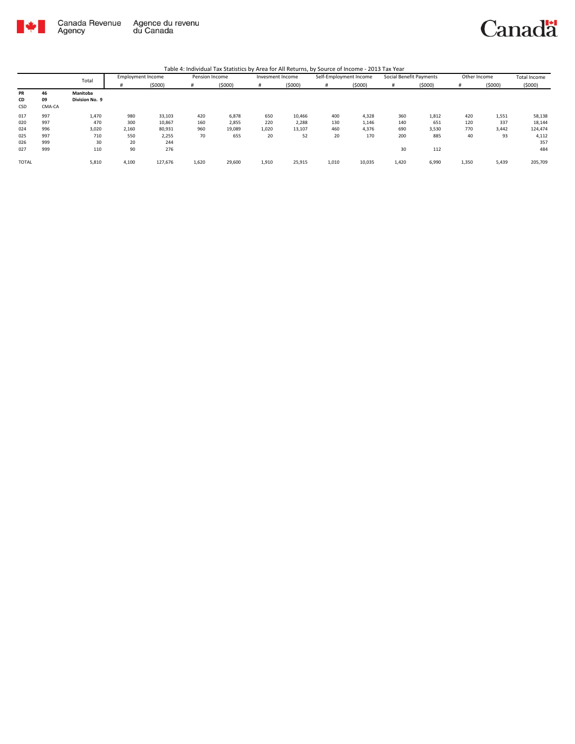Canada Revenue Agency | Agence du revenu du Canada

Table 4: Individual Tax Statistics by Area for All Returns, by Source of Income - 2013 Tax Year

| | | Total | Employment Income | | Pension Income | | Invesment Income | | Self-Employment Income | | Social Benefit Payments | | Other Income | | Total Income |
|---|---|---|---|---|---|---|---|---|---|---|---|---|---|---|---|
| | | | # | ($000) | # | ($000) | # | ($000) | # | ($000) | # | ($000) | # | ($000) | ($000) |
| **PR** | **46** | **Manitoba** | | | | | | | | | | | | | |
| **CD** | **09** | **Division No. 9** | | | | | | | | | | | | | |
| CSD | CMA-CA | | | | | | | | | | | | | | |
| 017 | 997 | 1,470 | 980 | 33,103 | 420 | 6,878 | 650 | 10,466 | 400 | 4,328 | 360 | 1,812 | 420 | 1,551 | 58,138 |
| 020 | 997 | 470 | 300 | 10,867 | 160 | 2,855 | 220 | 2,288 | 130 | 1,146 | 140 | 651 | 120 | 337 | 18,144 |
| 024 | 996 | 3,020 | 2,160 | 80,931 | 960 | 19,089 | 1,020 | 13,107 | 460 | 4,376 | 690 | 3,530 | 770 | 3,442 | 124,474 |
| 025 | 997 | 710 | 550 | 2,255 | 70 | 655 | 20 | 52 | 20 | 170 | 200 | 885 | 40 | 93 | 4,112 |
| 026 | 999 | 30 | 20 | 244 | | | | | | | | | | | 357 |
| 027 | 999 | 110 | 90 | 276 | | | | | | | 30 | 112 | | | 484 |
| TOTAL | | 5,810 | 4,100 | 127,676 | 1,620 | 29,600 | 1,910 | 25,915 | 1,010 | 10,035 | 1,420 | 6,990 | 1,350 | 5,439 | 205,709 |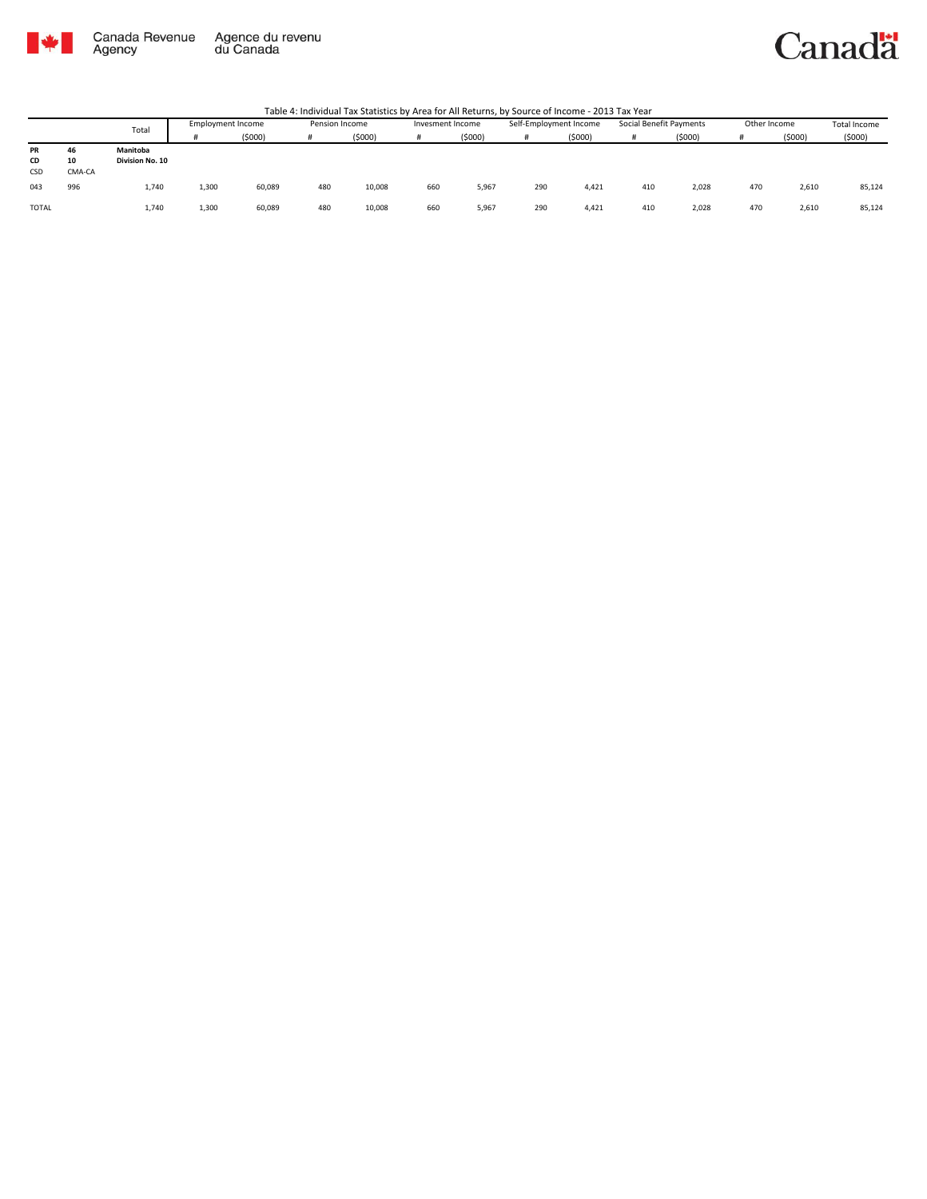Canada Revenue Agency | Agence du revenu du Canada

Table 4: Individual Tax Statistics by Area for All Returns, by Source of Income - 2013 Tax Year

| | | Total | Employment Income | | Pension Income | | Invesment Income | | Self-Employment Income | | Social Benefit Payments | | Other Income | | Total Income |
|---|---|---|---|---|---|---|---|---|---|---|---|---|---|---|---|
| | | | # | ($000) | # | ($000) | # | ($000) | # | ($000) | # | ($000) | # | ($000) | ($000) |
| **PR** | **46** | **Manitoba** | | | | | | | | | | | | | |
| **CD** | **10** | **Division No. 10** | | | | | | | | | | | | | |
| CSD | CMA-CA | | | | | | | | | | | | | | |
| 043 | 996 | 1,740 | 1,300 | 60,089 | 480 | 10,008 | 660 | 5,967 | 290 | 4,421 | 410 | 2,028 | 470 | 2,610 | 85,124 |
| TOTAL | | 1,740 | 1,300 | 60,089 | 480 | 10,008 | 660 | 5,967 | 290 | 4,421 | 410 | 2,028 | 470 | 2,610 | 85,124 |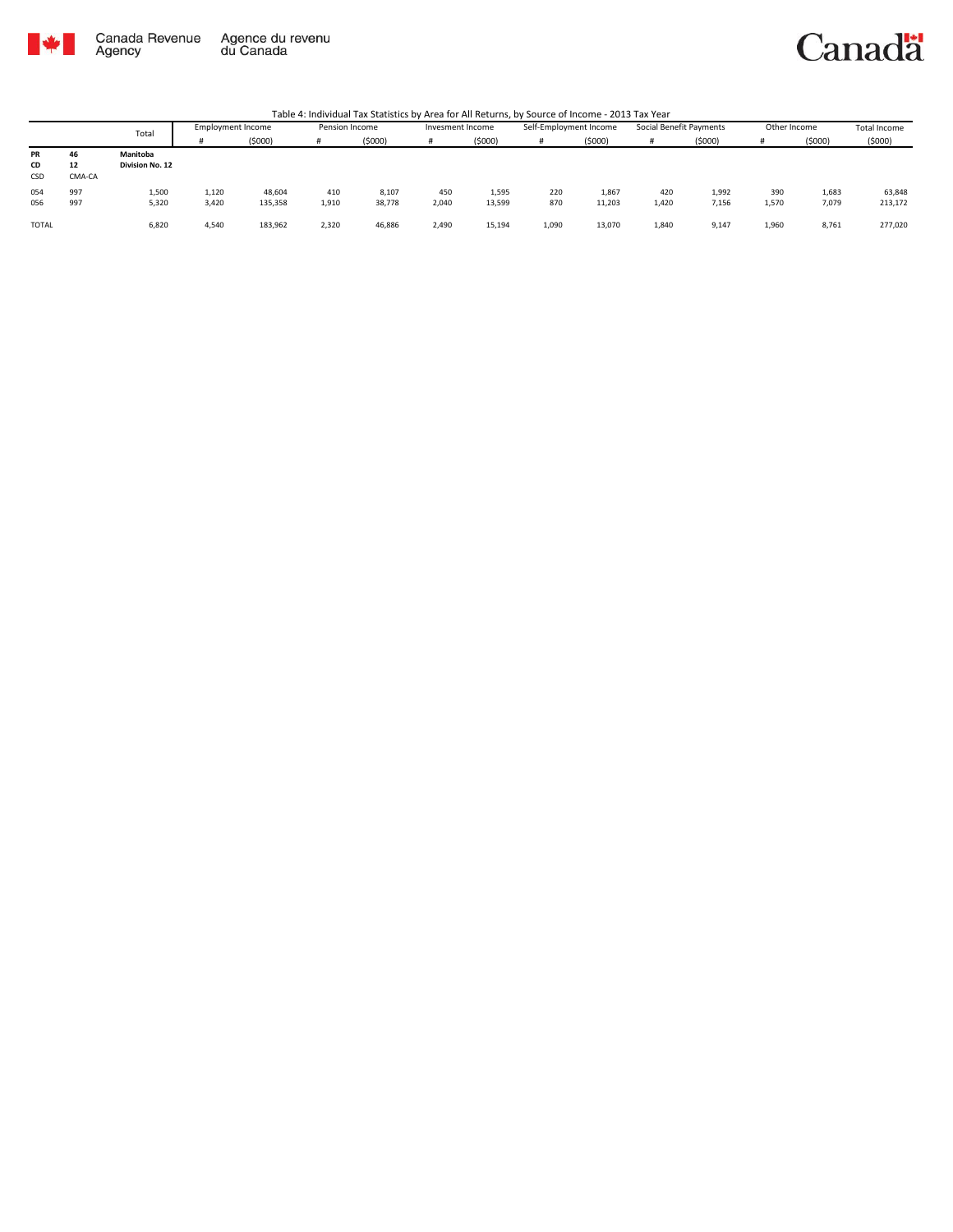Canada Revenue Agency / Agence du revenu du Canada

Canada

Table 4: Individual Tax Statistics by Area for All Returns, by Source of Income - 2013 Tax Year

| | | Total | Employment Income | | Pension Income | | Invesment Income | | Self-Employment Income | | Social Benefit Payments | | Other Income | | Total Income |
|---|---|---|---|---|---|---|---|---|---|---|---|---|---|---|---|
| | | | # | ($000) | # | ($000) | # | ($000) | # | ($000) | # | ($000) | # | ($000) | ($000) |
| **PR** | **46** | **Manitoba** | | | | | | | | | | | | | |
| **CD** | **12** | **Division No. 12** | | | | | | | | | | | | | |
| CSD | CMA-CA | | | | | | | | | | | | | | |
| 054 | 997 | 1,500 | 1,120 | 48,604 | 410 | 8,107 | 450 | 1,595 | 220 | 1,867 | 420 | 1,992 | 390 | 1,683 | 63,848 |
| 056 | 997 | 5,320 | 3,420 | 135,358 | 1,910 | 38,778 | 2,040 | 13,599 | 870 | 11,203 | 1,420 | 7,156 | 1,570 | 7,079 | 213,172 |
| TOTAL | | 6,820 | 4,540 | 183,962 | 2,320 | 46,886 | 2,490 | 15,194 | 1,090 | 13,070 | 1,840 | 9,147 | 1,960 | 8,761 | 277,020 |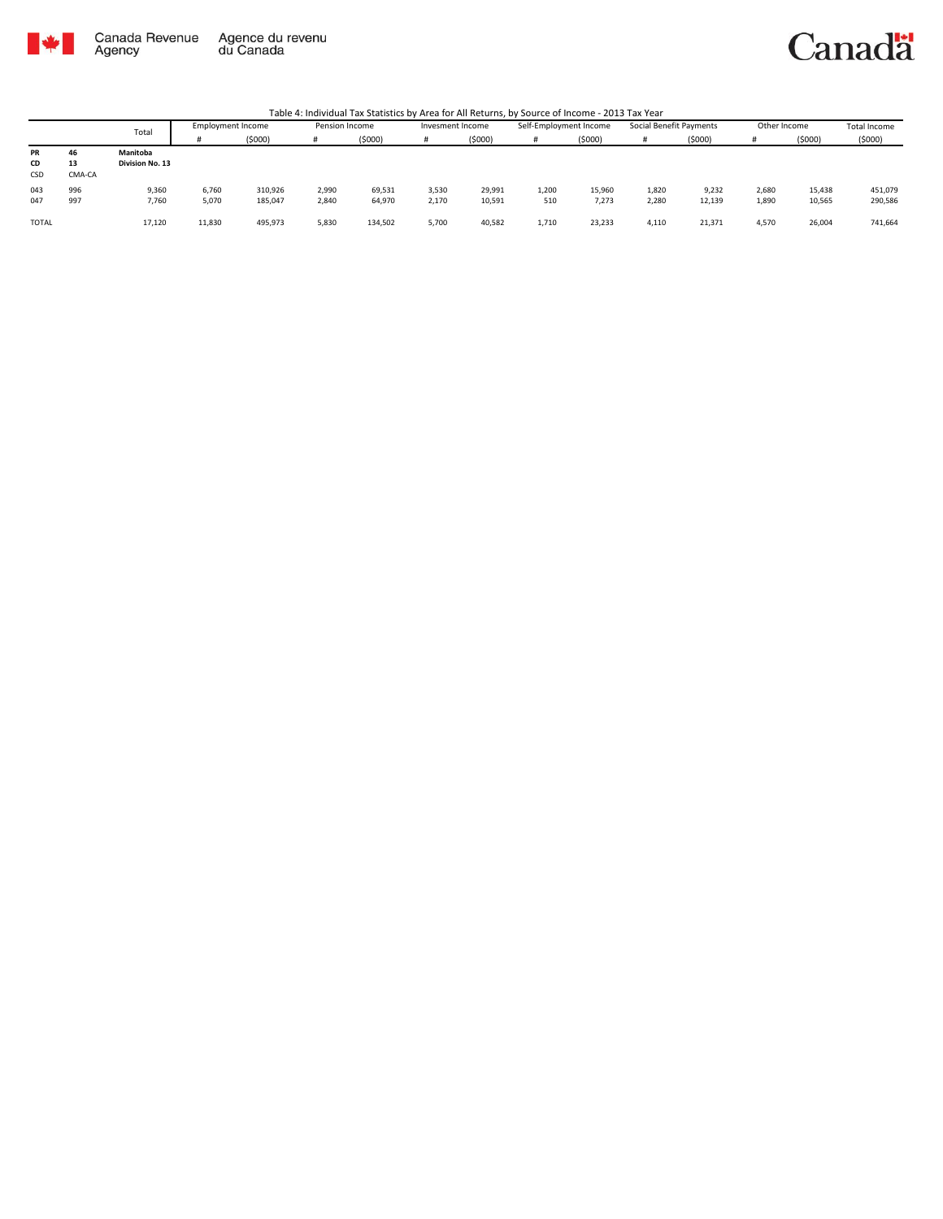Table 4: Individual Tax Statistics by Area for All Returns, by Source of Income - 2013 Tax Year

| | | Total | Employment Income | | Pension Income | | Invesment Income | | Self-Employment Income | | Social Benefit Payments | | Other Income | | Total Income |
|---|---|---|---|---|---|---|---|---|---|---|---|---|---|---|---|
| | | | # | ($000) | # | ($000) | # | ($000) | # | ($000) | # | ($000) | # | ($000) | ($000) |
| **PR** | **46** | **Manitoba** | | | | | | | | | | | | | |
| **CD** | **13** | **Division No. 13** | | | | | | | | | | | | | |
| CSD | CMA-CA | | | | | | | | | | | | | | |
| 043 | 996 | 9,360 | 6,760 | 310,926 | 2,990 | 69,531 | 3,530 | 29,991 | 1,200 | 15,960 | 1,820 | 9,232 | 2,680 | 15,438 | 451,079 |
| 047 | 997 | 7,760 | 5,070 | 185,047 | 2,840 | 64,970 | 2,170 | 10,591 | 510 | 7,273 | 2,280 | 12,139 | 1,890 | 10,565 | 290,586 |
| TOTAL | | 17,120 | 11,830 | 495,973 | 5,830 | 134,502 | 5,700 | 40,582 | 1,710 | 23,233 | 4,110 | 21,371 | 4,570 | 26,004 | 741,664 |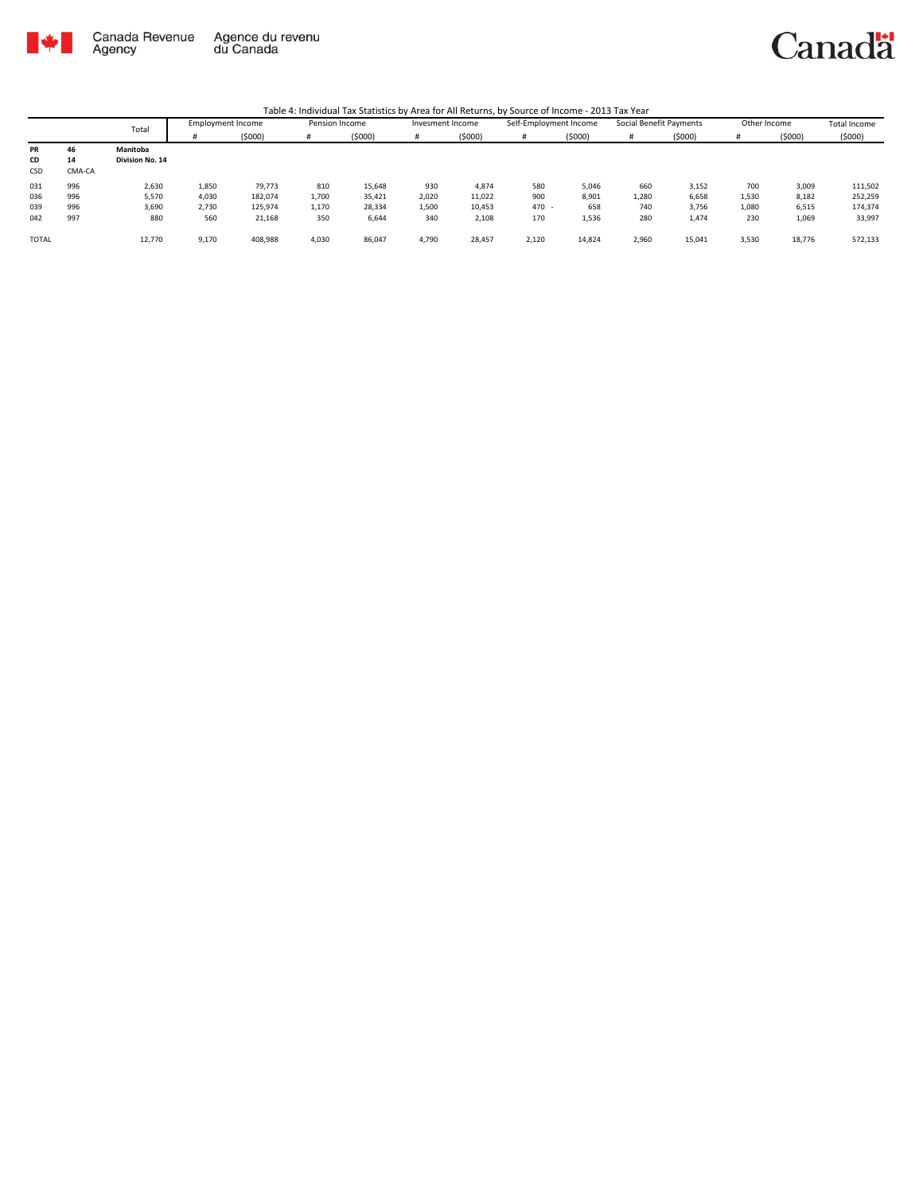Canada Revenue Agency / Agence du revenu du Canada

Canada

Table 4: Individual Tax Statistics by Area for All Returns, by Source of Income - 2013 Tax Year

| | | Total | Employment Income | | Pension Income | | Invesment Income | | Self-Employment Income | | Social Benefit Payments | | Other Income | | Total Income |
|---|---|---|---|---|---|---|---|---|---|---|---|---|---|---|---|
| | | | # | ($000) | # | ($000) | # | ($000) | # | ($000) | # | ($000) | # | ($000) | ($000) |
| **PR** | **46** | **Manitoba** | | | | | | | | | | | | | |
| **CD** | **14** | **Division No. 14** | | | | | | | | | | | | | |
| CSD | CMA-CA | | | | | | | | | | | | | | |
| 031 | 996 | 2,630 | 1,850 | 79,773 | 810 | 15,648 | 930 | 4,874 | 580 | 5,046 | 660 | 3,152 | 700 | 3,009 | 111,502 |
| 036 | 996 | 5,570 | 4,030 | 182,074 | 1,700 | 35,421 | 2,020 | 11,022 | 900 | 8,901 | 1,280 | 6,658 | 1,530 | 8,182 | 252,259 |
| 039 | 996 | 3,690 | 2,730 | 125,974 | 1,170 | 28,334 | 1,500 | 10,453 | 470 - | 658 | 740 | 3,756 | 1,080 | 6,515 | 174,374 |
| 042 | 997 | 880 | 560 | 21,168 | 350 | 6,644 | 340 | 2,108 | 170 | 1,536 | 280 | 1,474 | 230 | 1,069 | 33,997 |
| TOTAL | | 12,770 | 9,170 | 408,988 | 4,030 | 86,047 | 4,790 | 28,457 | 2,120 | 14,824 | 2,960 | 15,041 | 3,530 | 18,776 | 572,133 |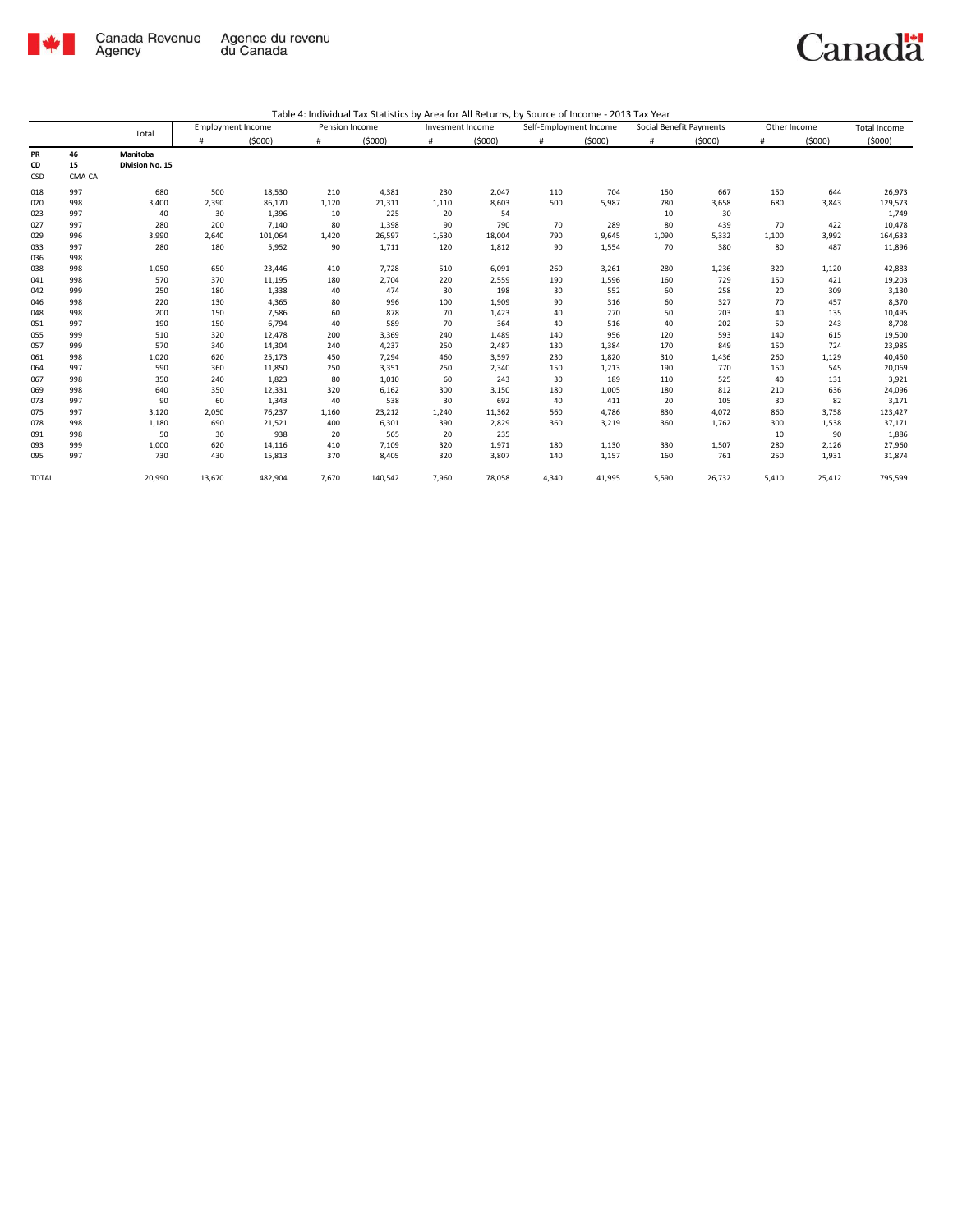Table 4: Individual Tax Statistics by Area for All Returns, by Source of Income - 2013 Tax Year

| | | Total | Employment Income | | Pension Income | | Invesment Income | | Self-Employment Income | | Social Benefit Payments | | Other Income | | Total Income |
|---|---|---|---|---|---|---|---|---|---|---|---|---|---|---|---|
| | | | # | ($000) | # | ($000) | # | ($000) | # | ($000) | # | ($000) | # | ($000) | ($000) |
| **PR** | **46** | **Manitoba** | | | | | | | | | | | | | |
| **CD** | **15** | **Division No. 15** | | | | | | | | | | | | | |
| CSD | CMA-CA | | | | | | | | | | | | | | |
| 018 | 997 | 680 | 500 | 18,530 | 210 | 4,381 | 230 | 2,047 | 110 | 704 | 150 | 667 | 150 | 644 | 26,973 |
| 020 | 998 | 3,400 | 2,390 | 86,170 | 1,120 | 21,311 | 1,110 | 8,603 | 500 | 5,987 | 780 | 3,658 | 680 | 3,843 | 129,573 |
| 023 | 997 | 40 | 30 | 1,396 | 10 | 225 | 20 | 54 | | | 10 | 30 | | | 1,749 |
| 027 | 997 | 280 | 200 | 7,140 | 80 | 1,398 | 90 | 790 | 70 | 289 | 80 | 439 | 70 | 422 | 10,478 |
| 029 | 996 | 3,990 | 2,640 | 101,064 | 1,420 | 26,597 | 1,530 | 18,004 | 790 | 9,645 | 1,090 | 5,332 | 1,100 | 3,992 | 164,633 |
| 033 | 997 | 280 | 180 | 5,952 | 90 | 1,711 | 120 | 1,812 | 90 | 1,554 | 70 | 380 | 80 | 487 | 11,896 |
| 036 | 998 | | | | | | | | | | | | | | |
| 038 | 998 | 1,050 | 650 | 23,446 | 410 | 7,728 | 510 | 6,091 | 260 | 3,261 | 280 | 1,236 | 320 | 1,120 | 42,883 |
| 041 | 998 | 570 | 370 | 11,195 | 180 | 2,704 | 220 | 2,559 | 190 | 1,596 | 160 | 729 | 150 | 421 | 19,203 |
| 042 | 999 | 250 | 180 | 1,338 | 40 | 474 | 30 | 198 | 30 | 552 | 60 | 258 | 20 | 309 | 3,130 |
| 046 | 998 | 220 | 130 | 4,365 | 80 | 996 | 100 | 1,909 | 90 | 316 | 60 | 327 | 70 | 457 | 8,370 |
| 048 | 998 | 200 | 150 | 7,586 | 60 | 878 | 70 | 1,423 | 40 | 270 | 50 | 203 | 40 | 135 | 10,495 |
| 051 | 997 | 190 | 150 | 6,794 | 40 | 589 | 70 | 364 | 40 | 516 | 40 | 202 | 50 | 243 | 8,708 |
| 055 | 999 | 510 | 320 | 12,478 | 200 | 3,369 | 240 | 1,489 | 140 | 956 | 120 | 593 | 140 | 615 | 19,500 |
| 057 | 999 | 570 | 340 | 14,304 | 240 | 4,237 | 250 | 2,487 | 130 | 1,384 | 170 | 849 | 150 | 724 | 23,985 |
| 061 | 998 | 1,020 | 620 | 25,173 | 450 | 7,294 | 460 | 3,597 | 230 | 1,820 | 310 | 1,436 | 260 | 1,129 | 40,450 |
| 064 | 997 | 590 | 360 | 11,850 | 250 | 3,351 | 250 | 2,340 | 150 | 1,213 | 190 | 770 | 150 | 545 | 20,069 |
| 067 | 998 | 350 | 240 | 1,823 | 80 | 1,010 | 60 | 243 | 30 | 189 | 110 | 525 | 40 | 131 | 3,921 |
| 069 | 998 | 640 | 350 | 12,331 | 320 | 6,162 | 300 | 3,150 | 180 | 1,005 | 180 | 812 | 210 | 636 | 24,096 |
| 073 | 997 | 90 | 60 | 1,343 | 40 | 538 | 30 | 692 | 40 | 411 | 20 | 105 | 30 | 82 | 3,171 |
| 075 | 997 | 3,120 | 2,050 | 76,237 | 1,160 | 23,212 | 1,240 | 11,362 | 560 | 4,786 | 830 | 4,072 | 860 | 3,758 | 123,427 |
| 078 | 998 | 1,180 | 690 | 21,521 | 400 | 6,301 | 390 | 2,829 | 360 | 3,219 | 360 | 1,762 | 300 | 1,538 | 37,171 |
| 091 | 998 | 50 | 30 | 938 | 20 | 565 | 20 | 235 | | | | | 10 | 90 | 1,886 |
| 093 | 999 | 1,000 | 620 | 14,116 | 410 | 7,109 | 320 | 1,971 | 180 | 1,130 | 330 | 1,507 | 280 | 2,126 | 27,960 |
| 095 | 997 | 730 | 430 | 15,813 | 370 | 8,405 | 320 | 3,807 | 140 | 1,157 | 160 | 761 | 250 | 1,931 | 31,874 |
| TOTAL | | 20,990 | 13,670 | 482,904 | 7,670 | 140,542 | 7,960 | 78,058 | 4,340 | 41,995 | 5,590 | 26,732 | 5,410 | 25,412 | 795,599 |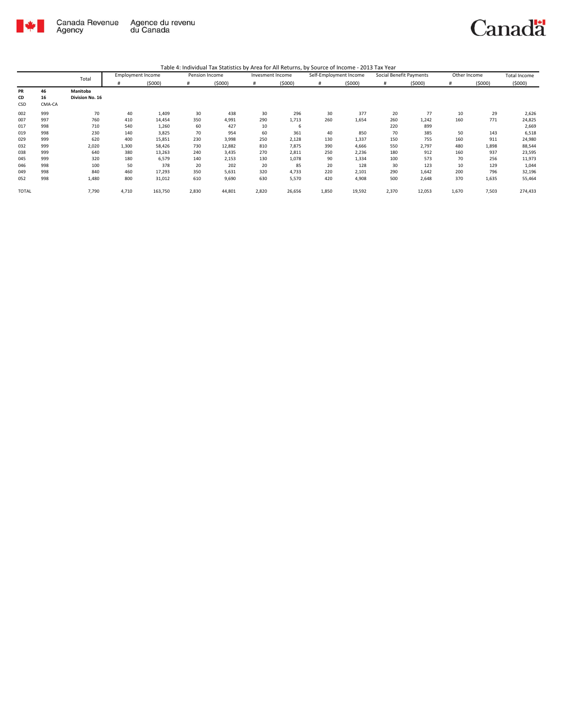Canada Revenue Agency | Agence du revenu du Canada

Table 4: Individual Tax Statistics by Area for All Returns, by Source of Income - 2013 Tax Year

| | | Total | Employment Income | | Pension Income | | Invesment Income | | Self-Employment Income | | Social Benefit Payments | | Other Income | | Total Income |
|---|---|---|---|---|---|---|---|---|---|---|---|---|---|---|---|
| | | | # | ($000) | # | ($000) | # | ($000) | # | ($000) | # | ($000) | # | ($000) | ($000) |
| **PR** | **46** | **Manitoba** | | | | | | | | | | | | | |
| **CD** | **16** | **Division No. 16** | | | | | | | | | | | | | |
| CSD | CMA-CA | | | | | | | | | | | | | | |
| 002 | 999 | 70 | 40 | 1,409 | 30 | 438 | 30 | 296 | 30 | 377 | 20 | 77 | 10 | 29 | 2,626 |
| 007 | 997 | 760 | 410 | 14,454 | 350 | 4,991 | 290 | 1,713 | 260 | 1,654 | 260 | 1,242 | 160 | 771 | 24,825 |
| 017 | 998 | 710 | 540 | 1,260 | 60 | 427 | 10 | 6 | | | 220 | 899 | | | 2,669 |
| 019 | 998 | 230 | 140 | 3,825 | 70 | 954 | 60 | 361 | 40 | 850 | 70 | 385 | 50 | 143 | 6,518 |
| 029 | 999 | 620 | 400 | 15,851 | 230 | 3,998 | 250 | 2,128 | 130 | 1,337 | 150 | 755 | 160 | 911 | 24,980 |
| 032 | 999 | 2,020 | 1,300 | 58,426 | 730 | 12,882 | 810 | 7,875 | 390 | 4,666 | 550 | 2,797 | 480 | 1,898 | 88,544 |
| 038 | 999 | 640 | 380 | 13,263 | 240 | 3,435 | 270 | 2,811 | 250 | 2,236 | 180 | 912 | 160 | 937 | 23,595 |
| 045 | 999 | 320 | 180 | 6,579 | 140 | 2,153 | 130 | 1,078 | 90 | 1,334 | 100 | 573 | 70 | 256 | 11,973 |
| 046 | 998 | 100 | 50 | 378 | 20 | 202 | 20 | 85 | 20 | 128 | 30 | 123 | 10 | 129 | 1,044 |
| 049 | 998 | 840 | 460 | 17,293 | 350 | 5,631 | 320 | 4,733 | 220 | 2,101 | 290 | 1,642 | 200 | 796 | 32,196 |
| 052 | 998 | 1,480 | 800 | 31,012 | 610 | 9,690 | 630 | 5,570 | 420 | 4,908 | 500 | 2,648 | 370 | 1,635 | 55,464 |
| TOTAL | | 7,790 | 4,710 | 163,750 | 2,830 | 44,801 | 2,820 | 26,656 | 1,850 | 19,592 | 2,370 | 12,053 | 1,670 | 7,503 | 274,433 |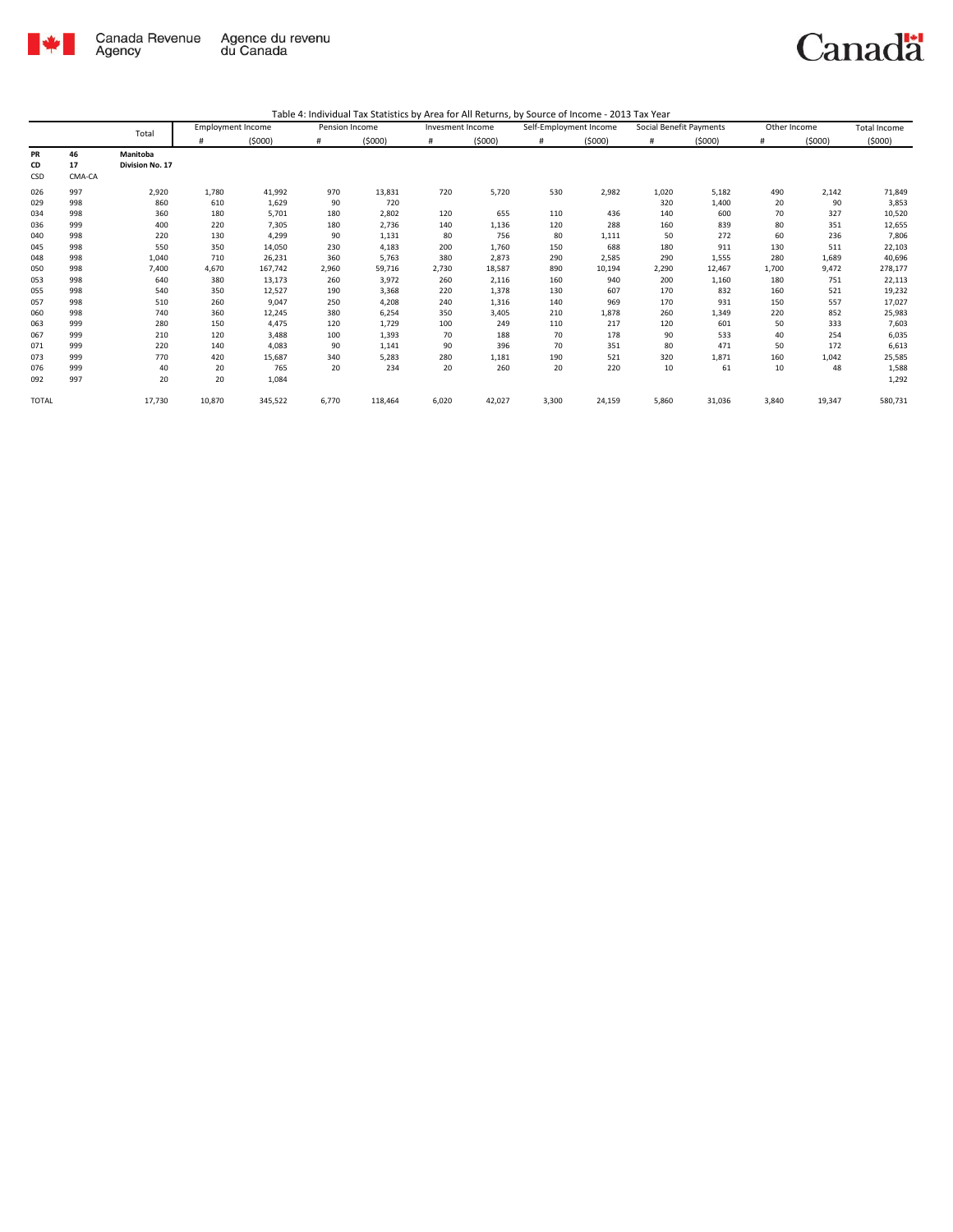Canada Revenue Agency / Agence du revenu du Canada

Table 4: Individual Tax Statistics by Area for All Returns, by Source of Income - 2013 Tax Year

| | | Total | Employment Income | | Pension Income | | Invesment Income | | Self-Employment Income | | Social Benefit Payments | | Other Income | | Total Income |
|---|---|---|---|---|---|---|---|---|---|---|---|---|---|---|---|
| | | | # | ($000) | # | ($000) | # | ($000) | # | ($000) | # | ($000) | # | ($000) | ($000) |
| PR | 46 | Manitoba | | | | | | | | | | | | | |
| CD | 17 | Division No. 17 | | | | | | | | | | | | | |
| CSD | CMA-CA | | | | | | | | | | | | | | |
| 026 | 997 | 2,920 | 1,780 | 41,992 | 970 | 13,831 | 720 | 5,720 | 530 | 2,982 | 1,020 | 5,182 | 490 | 2,142 | 71,849 |
| 029 | 998 | 860 | 610 | 1,629 | 90 | 720 | | | | | 320 | 1,400 | 20 | 90 | 3,853 |
| 034 | 998 | 360 | 180 | 5,701 | 180 | 2,802 | 120 | 655 | 110 | 436 | 140 | 600 | 70 | 327 | 10,520 |
| 036 | 999 | 400 | 220 | 7,305 | 180 | 2,736 | 140 | 1,136 | 120 | 288 | 160 | 839 | 80 | 351 | 12,655 |
| 040 | 998 | 220 | 130 | 4,299 | 90 | 1,131 | 80 | 756 | 80 | 1,111 | 50 | 272 | 60 | 236 | 7,806 |
| 045 | 998 | 550 | 350 | 14,050 | 230 | 4,183 | 200 | 1,760 | 150 | 688 | 180 | 911 | 130 | 511 | 22,103 |
| 048 | 998 | 1,040 | 710 | 26,231 | 360 | 5,763 | 380 | 2,873 | 290 | 2,585 | 290 | 1,555 | 280 | 1,689 | 40,696 |
| 050 | 998 | 7,400 | 4,670 | 167,742 | 2,960 | 59,716 | 2,730 | 18,587 | 890 | 10,194 | 2,290 | 12,467 | 1,700 | 9,472 | 278,177 |
| 053 | 998 | 640 | 380 | 13,173 | 260 | 3,972 | 260 | 2,116 | 160 | 940 | 200 | 1,160 | 180 | 751 | 22,113 |
| 055 | 998 | 540 | 350 | 12,527 | 190 | 3,368 | 220 | 1,378 | 130 | 607 | 170 | 832 | 160 | 521 | 19,232 |
| 057 | 998 | 510 | 260 | 9,047 | 250 | 4,208 | 240 | 1,316 | 140 | 969 | 170 | 931 | 150 | 557 | 17,027 |
| 060 | 998 | 740 | 360 | 12,245 | 380 | 6,254 | 350 | 3,405 | 210 | 1,878 | 260 | 1,349 | 220 | 852 | 25,983 |
| 063 | 999 | 280 | 150 | 4,475 | 120 | 1,729 | 100 | 249 | 110 | 217 | 120 | 601 | 50 | 333 | 7,603 |
| 067 | 999 | 210 | 120 | 3,488 | 100 | 1,393 | 70 | 188 | 70 | 178 | 90 | 533 | 40 | 254 | 6,035 |
| 071 | 999 | 220 | 140 | 4,083 | 90 | 1,141 | 90 | 396 | 70 | 351 | 80 | 471 | 50 | 172 | 6,613 |
| 073 | 999 | 770 | 420 | 15,687 | 340 | 5,283 | 280 | 1,181 | 190 | 521 | 320 | 1,871 | 160 | 1,042 | 25,585 |
| 076 | 999 | 40 | 20 | 765 | 20 | 234 | 20 | 260 | 20 | 220 | 10 | 61 | 10 | 48 | 1,588 |
| 092 | 997 | 20 | 20 | 1,084 | | | | | | | | | | | 1,292 |
| TOTAL | | 17,730 | 10,870 | 345,522 | 6,770 | 118,464 | 6,020 | 42,027 | 3,300 | 24,159 | 5,860 | 31,036 | 3,840 | 19,347 | 580,731 |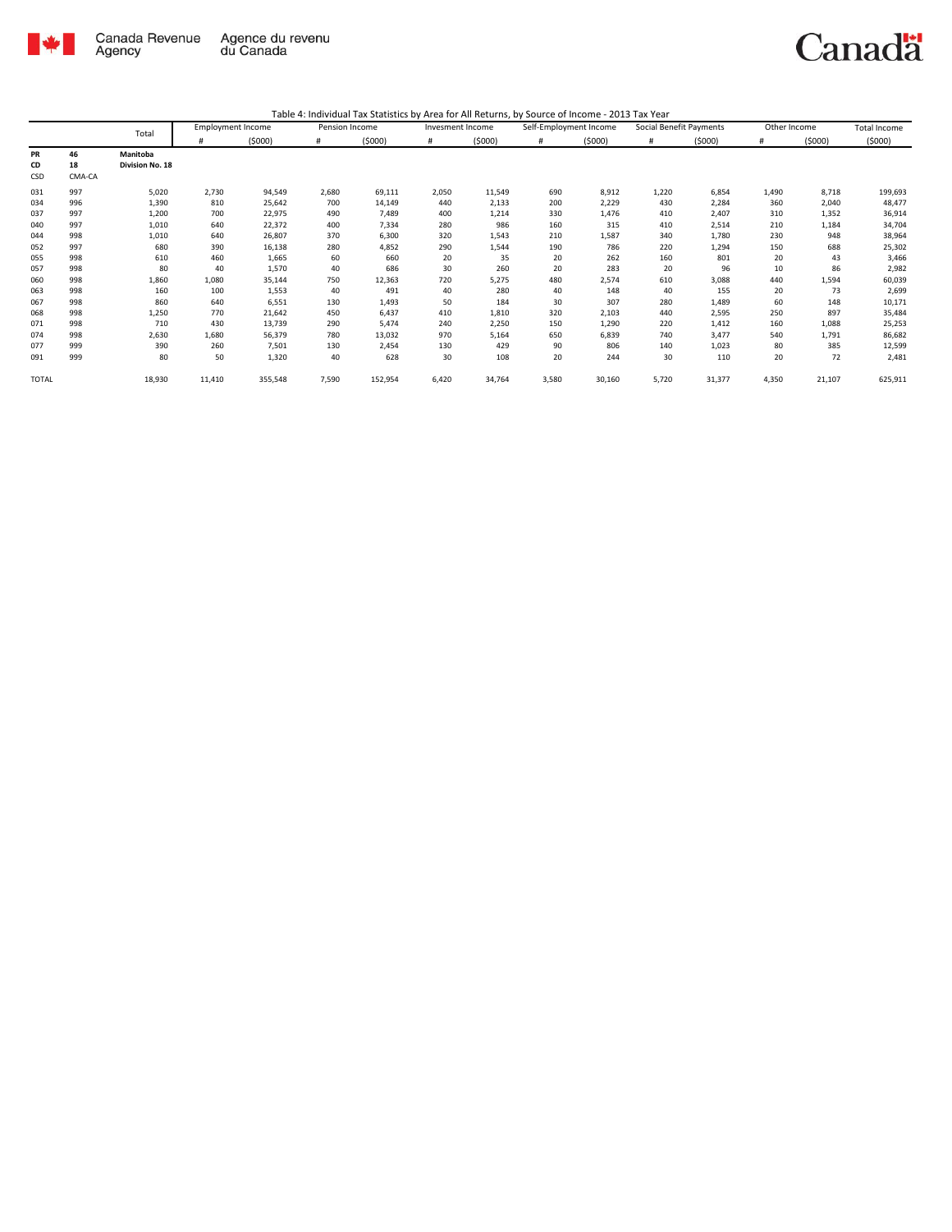Canada Revenue Agency / Agence du revenu du Canada

Table 4: Individual Tax Statistics by Area for All Returns, by Source of Income - 2013 Tax Year

| | | Total | Employment Income | | Pension Income | | Invesment Income | | Self-Employment Income | | Social Benefit Payments | | Other Income | | Total Income |
|---|---|---|---|---|---|---|---|---|---|---|---|---|---|---|---|
| | | | # | ($000) | # | ($000) | # | ($000) | # | ($000) | # | ($000) | # | ($000) | ($000) |
| **PR** | **46** | **Manitoba** | | | | | | | | | | | | | |
| **CD** | **18** | **Division No. 18** | | | | | | | | | | | | | |
| CSD | CMA-CA | | | | | | | | | | | | | | |
| 031 | 997 | 5,020 | 2,730 | 94,549 | 2,680 | 69,111 | 2,050 | 11,549 | 690 | 8,912 | 1,220 | 6,854 | 1,490 | 8,718 | 199,693 |
| 034 | 996 | 1,390 | 810 | 25,642 | 700 | 14,149 | 440 | 2,133 | 200 | 2,229 | 430 | 2,284 | 360 | 2,040 | 48,477 |
| 037 | 997 | 1,200 | 700 | 22,975 | 490 | 7,489 | 400 | 1,214 | 330 | 1,476 | 410 | 2,407 | 310 | 1,352 | 36,914 |
| 040 | 997 | 1,010 | 640 | 22,372 | 400 | 7,334 | 280 | 986 | 160 | 315 | 410 | 2,514 | 210 | 1,184 | 34,704 |
| 044 | 998 | 1,010 | 640 | 26,807 | 370 | 6,300 | 320 | 1,543 | 210 | 1,587 | 340 | 1,780 | 230 | 948 | 38,964 |
| 052 | 997 | 680 | 390 | 16,138 | 280 | 4,852 | 290 | 1,544 | 190 | 786 | 220 | 1,294 | 150 | 688 | 25,302 |
| 055 | 998 | 610 | 460 | 1,665 | 60 | 660 | 20 | 35 | 20 | 262 | 160 | 801 | 20 | 43 | 3,466 |
| 057 | 998 | 80 | 40 | 1,570 | 40 | 686 | 30 | 260 | 20 | 283 | 20 | 96 | 10 | 86 | 2,982 |
| 060 | 998 | 1,860 | 1,080 | 35,144 | 750 | 12,363 | 720 | 5,275 | 480 | 2,574 | 610 | 3,088 | 440 | 1,594 | 60,039 |
| 063 | 998 | 160 | 100 | 1,553 | 40 | 491 | 40 | 280 | 40 | 148 | 40 | 155 | 20 | 73 | 2,699 |
| 067 | 998 | 860 | 640 | 6,551 | 130 | 1,493 | 50 | 184 | 30 | 307 | 280 | 1,489 | 60 | 148 | 10,171 |
| 068 | 998 | 1,250 | 770 | 21,642 | 450 | 6,437 | 410 | 1,810 | 320 | 2,103 | 440 | 2,595 | 250 | 897 | 35,484 |
| 071 | 998 | 710 | 430 | 13,739 | 290 | 5,474 | 240 | 2,250 | 150 | 1,290 | 220 | 1,412 | 160 | 1,088 | 25,253 |
| 074 | 998 | 2,630 | 1,680 | 56,379 | 780 | 13,032 | 970 | 5,164 | 650 | 6,839 | 740 | 3,477 | 540 | 1,791 | 86,682 |
| 077 | 999 | 390 | 260 | 7,501 | 130 | 2,454 | 130 | 429 | 90 | 806 | 140 | 1,023 | 80 | 385 | 12,599 |
| 091 | 999 | 80 | 50 | 1,320 | 40 | 628 | 30 | 108 | 20 | 244 | 30 | 110 | 20 | 72 | 2,481 |
| TOTAL | | 18,930 | 11,410 | 355,548 | 7,590 | 152,954 | 6,420 | 34,764 | 3,580 | 30,160 | 5,720 | 31,377 | 4,350 | 21,107 | 625,911 |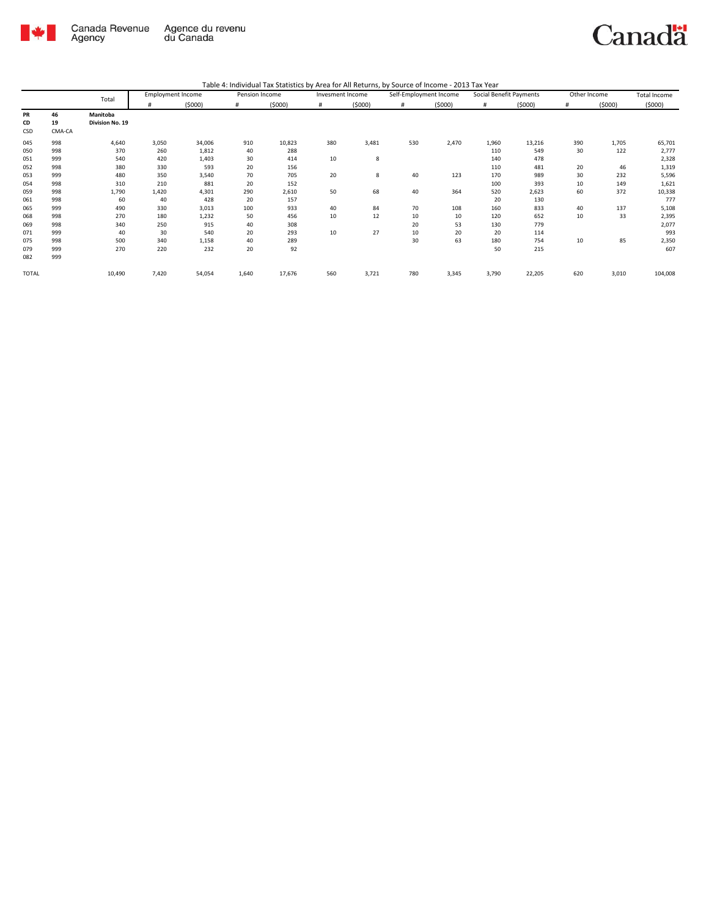Table 4: Individual Tax Statistics by Area for All Returns, by Source of Income - 2013 Tax Year

| | | Total | Employment Income | | Pension Income | | Invesment Income | | Self-Employment Income | | Social Benefit Payments | | Other Income | | Total Income |
|---|---|---|---|---|---|---|---|---|---|---|---|---|---|---|---|
| | | | # | ($000) | # | ($000) | # | ($000) | # | ($000) | # | ($000) | # | ($000) | ($000) |
| **PR** | **46** | **Manitoba** | | | | | | | | | | | | | |
| **CD** | **19** | **Division No. 19** | | | | | | | | | | | | | |
| CSD | CMA-CA | | | | | | | | | | | | | | |
| 045 | 998 | 4,640 | 3,050 | 34,006 | 910 | 10,823 | 380 | 3,481 | 530 | 2,470 | 1,960 | 13,216 | 390 | 1,705 | 65,701 |
| 050 | 998 | 370 | 260 | 1,812 | 40 | 288 | | | | | 110 | 549 | 30 | 122 | 2,777 |
| 051 | 999 | 540 | 420 | 1,403 | 30 | 414 | 10 | 8 | | | 140 | 478 | | | 2,328 |
| 052 | 998 | 380 | 330 | 593 | 20 | 156 | | | | | 110 | 481 | 20 | 46 | 1,319 |
| 053 | 999 | 480 | 350 | 3,540 | 70 | 705 | 20 | 8 | 40 | 123 | 170 | 989 | 30 | 232 | 5,596 |
| 054 | 998 | 310 | 210 | 881 | 20 | 152 | | | | | 100 | 393 | 10 | 149 | 1,621 |
| 059 | 998 | 1,790 | 1,420 | 4,301 | 290 | 2,610 | 50 | 68 | 40 | 364 | 520 | 2,623 | 60 | 372 | 10,338 |
| 061 | 998 | 60 | 40 | 428 | 20 | 157 | | | | | 20 | 130 | | | 777 |
| 065 | 999 | 490 | 330 | 3,013 | 100 | 933 | 40 | 84 | 70 | 108 | 160 | 833 | 40 | 137 | 5,108 |
| 068 | 998 | 270 | 180 | 1,232 | 50 | 456 | 10 | 12 | 10 | 10 | 120 | 652 | 10 | 33 | 2,395 |
| 069 | 998 | 340 | 250 | 915 | 40 | 308 | | | 20 | 53 | 130 | 779 | | | 2,077 |
| 071 | 999 | 40 | 30 | 540 | 20 | 293 | 10 | 27 | 10 | 20 | 20 | 114 | | | 993 |
| 075 | 998 | 500 | 340 | 1,158 | 40 | 289 | | | 30 | 63 | 180 | 754 | 10 | 85 | 2,350 |
| 079 | 999 | 270 | 220 | 232 | 20 | 92 | | | | | 50 | 215 | | | 607 |
| 082 | 999 | | | | | | | | | | | | | | |
| TOTAL | | 10,490 | 7,420 | 54,054 | 1,640 | 17,676 | 560 | 3,721 | 780 | 3,345 | 3,790 | 22,205 | 620 | 3,010 | 104,008 |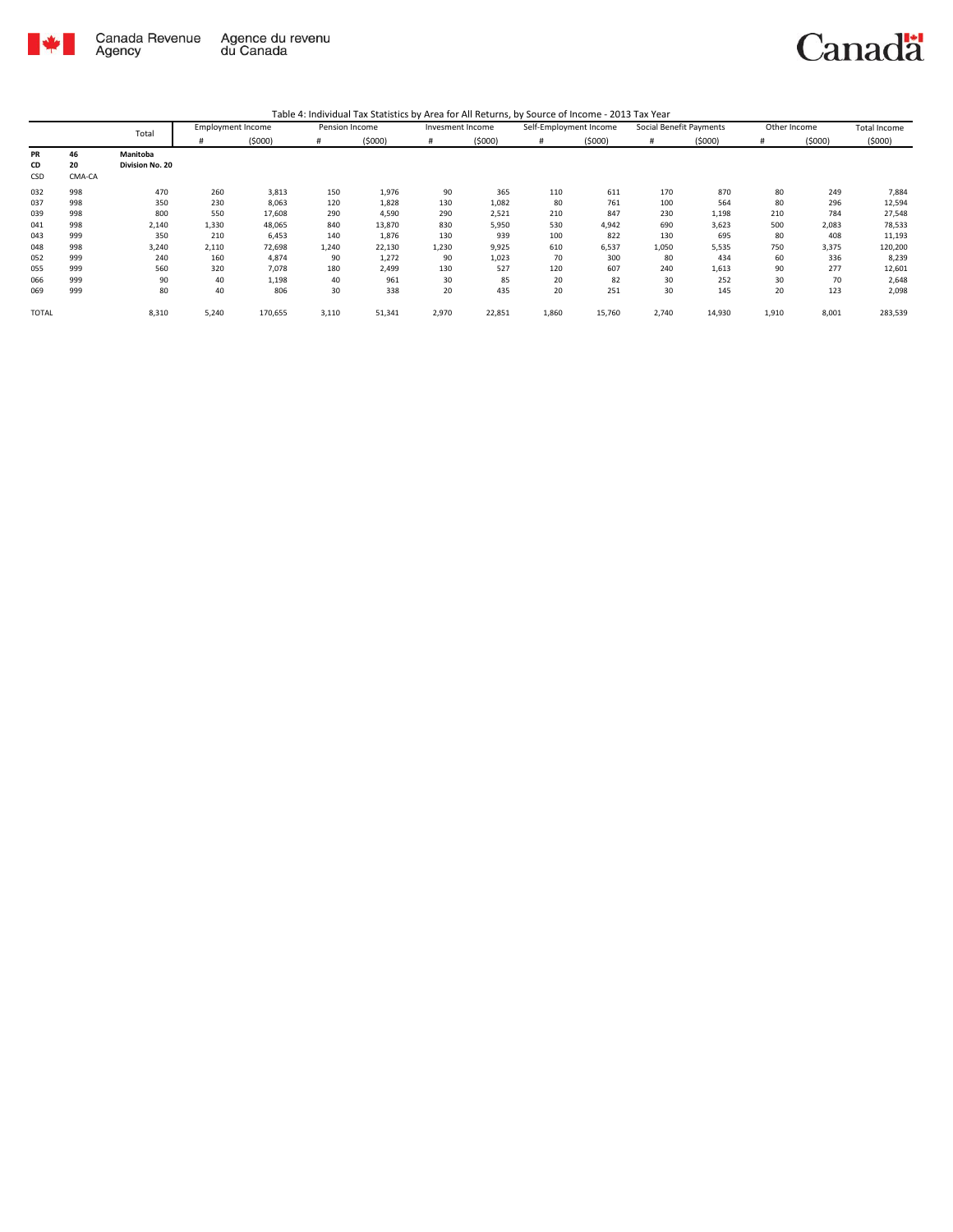Table 4: Individual Tax Statistics by Area for All Returns, by Source of Income - 2013 Tax Year

| | | Total | Employment Income | | Pension Income | | Invesment Income | | Self-Employment Income | | Social Benefit Payments | | Other Income | | Total Income |
|---|---|---|---|---|---|---|---|---|---|---|---|---|---|---|---|
| | | | # | ($000) | # | ($000) | # | ($000) | # | ($000) | # | ($000) | # | ($000) | ($000) |
| **PR** | **46** | **Manitoba** | | | | | | | | | | | | | |
| **CD** | **20** | **Division No. 20** | | | | | | | | | | | | | |
| CSD | CMA-CA | | | | | | | | | | | | | | |
| 032 | 998 | 470 | 260 | 3,813 | 150 | 1,976 | 90 | 365 | 110 | 611 | 170 | 870 | 80 | 249 | 7,884 |
| 037 | 998 | 350 | 230 | 8,063 | 120 | 1,828 | 130 | 1,082 | 80 | 761 | 100 | 564 | 80 | 296 | 12,594 |
| 039 | 998 | 800 | 550 | 17,608 | 290 | 4,590 | 290 | 2,521 | 210 | 847 | 230 | 1,198 | 210 | 784 | 27,548 |
| 041 | 998 | 2,140 | 1,330 | 48,065 | 840 | 13,870 | 830 | 5,950 | 530 | 4,942 | 690 | 3,623 | 500 | 2,083 | 78,533 |
| 043 | 999 | 350 | 210 | 6,453 | 140 | 1,876 | 130 | 939 | 100 | 822 | 130 | 695 | 80 | 408 | 11,193 |
| 048 | 998 | 3,240 | 2,110 | 72,698 | 1,240 | 22,130 | 1,230 | 9,925 | 610 | 6,537 | 1,050 | 5,535 | 750 | 3,375 | 120,200 |
| 052 | 999 | 240 | 160 | 4,874 | 90 | 1,272 | 90 | 1,023 | 70 | 300 | 80 | 434 | 60 | 336 | 8,239 |
| 055 | 999 | 560 | 320 | 7,078 | 180 | 2,499 | 130 | 527 | 120 | 607 | 240 | 1,613 | 90 | 277 | 12,601 |
| 066 | 999 | 90 | 40 | 1,198 | 40 | 961 | 30 | 85 | 20 | 82 | 30 | 252 | 30 | 70 | 2,648 |
| 069 | 999 | 80 | 40 | 806 | 30 | 338 | 20 | 435 | 20 | 251 | 30 | 145 | 20 | 123 | 2,098 |
| TOTAL | | 8,310 | 5,240 | 170,655 | 3,110 | 51,341 | 2,970 | 22,851 | 1,860 | 15,760 | 2,740 | 14,930 | 1,910 | 8,001 | 283,539 |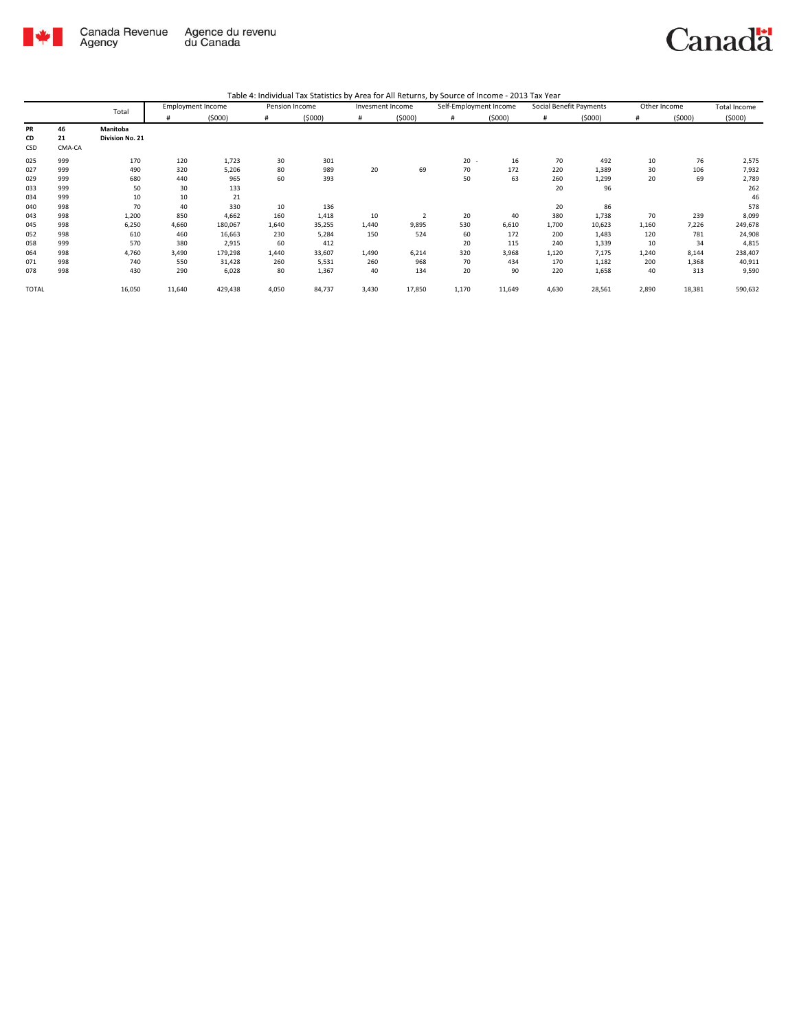Canada Revenue Agency | Agence du revenu du Canada

Table 4: Individual Tax Statistics by Area for All Returns, by Source of Income - 2013 Tax Year

| | | Total | Employment Income | | Pension Income | | Invesment Income | | Self-Employment Income | | Social Benefit Payments | | Other Income | | Total Income |
|---|---|---|---|---|---|---|---|---|---|---|---|---|---|---|---|
| | | | # | ($000) | # | ($000) | # | ($000) | # | ($000) | # | ($000) | # | ($000) | ($000) |
| **PR** | **46** | **Manitoba** | | | | | | | | | | | | | |
| **CD** | **21** | **Division No. 21** | | | | | | | | | | | | | |
| **CSD** | CMA-CA | | | | | | | | | | | | | | |
| 025 | 999 | 170 | 120 | 1,723 | 30 | 301 | | | 20 - | 16 | 70 | 492 | 10 | 76 | 2,575 |
| 027 | 999 | 490 | 320 | 5,206 | 80 | 989 | 20 | 69 | 70 | 172 | 220 | 1,389 | 30 | 106 | 7,932 |
| 029 | 999 | 680 | 440 | 965 | 60 | 393 | | | 50 | 63 | 260 | 1,299 | 20 | 69 | 2,789 |
| 033 | 999 | 50 | 30 | 133 | | | | | | | 20 | 96 | | | 262 |
| 034 | 999 | 10 | 10 | 21 | | | | | | | | | | | 46 |
| 040 | 998 | 70 | 40 | 330 | 10 | 136 | | | | | 20 | 86 | | | 578 |
| 043 | 998 | 1,200 | 850 | 4,662 | 160 | 1,418 | 10 | 2 | 20 | 40 | 380 | 1,738 | 70 | 239 | 8,099 |
| 045 | 998 | 6,250 | 4,660 | 180,067 | 1,640 | 35,255 | 1,440 | 9,895 | 530 | 6,610 | 1,700 | 10,623 | 1,160 | 7,226 | 249,678 |
| 052 | 998 | 610 | 460 | 16,663 | 230 | 5,284 | 150 | 524 | 60 | 172 | 200 | 1,483 | 120 | 781 | 24,908 |
| 058 | 999 | 570 | 380 | 2,915 | 60 | 412 | | | 20 | 115 | 240 | 1,339 | 10 | 34 | 4,815 |
| 064 | 998 | 4,760 | 3,490 | 179,298 | 1,440 | 33,607 | 1,490 | 6,214 | 320 | 3,968 | 1,120 | 7,175 | 1,240 | 8,144 | 238,407 |
| 071 | 998 | 740 | 550 | 31,428 | 260 | 5,531 | 260 | 968 | 70 | 434 | 170 | 1,182 | 200 | 1,368 | 40,911 |
| 078 | 998 | 430 | 290 | 6,028 | 80 | 1,367 | 40 | 134 | 20 | 90 | 220 | 1,658 | 40 | 313 | 9,590 |
| TOTAL | | 16,050 | 11,640 | 429,438 | 4,050 | 84,737 | 3,430 | 17,850 | 1,170 | 11,649 | 4,630 | 28,561 | 2,890 | 18,381 | 590,632 |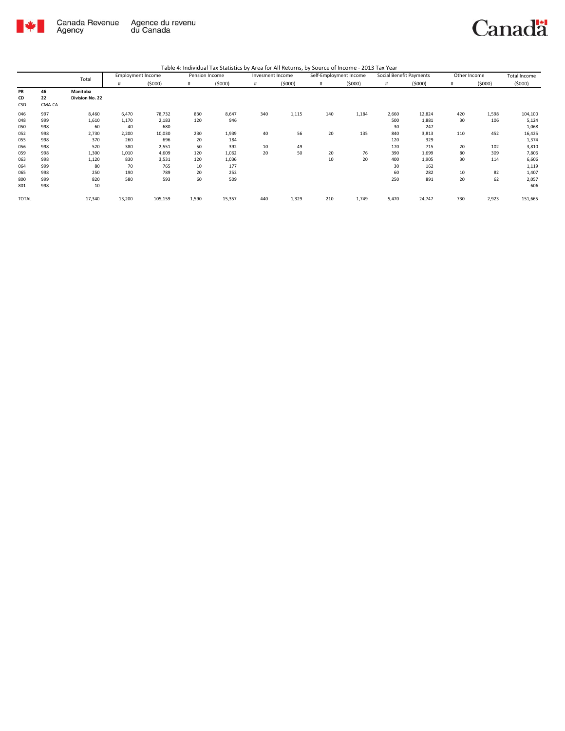Table 4: Individual Tax Statistics by Area for All Returns, by Source of Income - 2013 Tax Year

| | | Total | Employment Income | | Pension Income | | Invesment Income | | Self-Employment Income | | Social Benefit Payments | | Other Income | | Total Income |
|---|---|---|---|---|---|---|---|---|---|---|---|---|---|---|---|
| | | | # | ($000) | # | ($000) | # | ($000) | # | ($000) | # | ($000) | # | ($000) | ($000) |
| **PR** | **46** | **Manitoba** | | | | | | | | | | | | | |
| **CD** | **22** | **Division No. 22** | | | | | | | | | | | | | |
| CSD | CMA-CA | | | | | | | | | | | | | | |
| 046 | 997 | 8,460 | 6,470 | 78,732 | 830 | 8,647 | 340 | 1,115 | 140 | 1,184 | 2,660 | 12,824 | 420 | 1,598 | 104,100 |
| 048 | 999 | 1,610 | 1,170 | 2,183 | 120 | 946 | | | | | 500 | 1,881 | 30 | 106 | 5,124 |
| 050 | 998 | 60 | 40 | 680 | | | | | | | 30 | 247 | | | 1,068 |
| 052 | 998 | 2,730 | 2,200 | 10,030 | 230 | 1,939 | 40 | 56 | 20 | 135 | 840 | 3,813 | 110 | 452 | 16,425 |
| 055 | 998 | 370 | 260 | 696 | 20 | 184 | | | | | 120 | 329 | | | 1,374 |
| 056 | 998 | 520 | 380 | 2,551 | 50 | 392 | 10 | 49 | | | 170 | 715 | 20 | 102 | 3,810 |
| 059 | 998 | 1,300 | 1,010 | 4,609 | 120 | 1,062 | 20 | 50 | 20 | 76 | 390 | 1,699 | 80 | 309 | 7,806 |
| 063 | 998 | 1,120 | 830 | 3,531 | 120 | 1,036 | | | 10 | 20 | 400 | 1,905 | 30 | 114 | 6,606 |
| 064 | 999 | 80 | 70 | 765 | 10 | 177 | | | | | 30 | 162 | | | 1,119 |
| 065 | 998 | 250 | 190 | 789 | 20 | 252 | | | | | 60 | 282 | 10 | 82 | 1,407 |
| 800 | 999 | 820 | 580 | 593 | 60 | 509 | | | | | 250 | 891 | 20 | 62 | 2,057 |
| 801 | 998 | 10 | | | | | | | | | | | | | 606 |
| TOTAL | | 17,340 | 13,200 | 105,159 | 1,590 | 15,357 | 440 | 1,329 | 210 | 1,749 | 5,470 | 24,747 | 730 | 2,923 | 151,665 |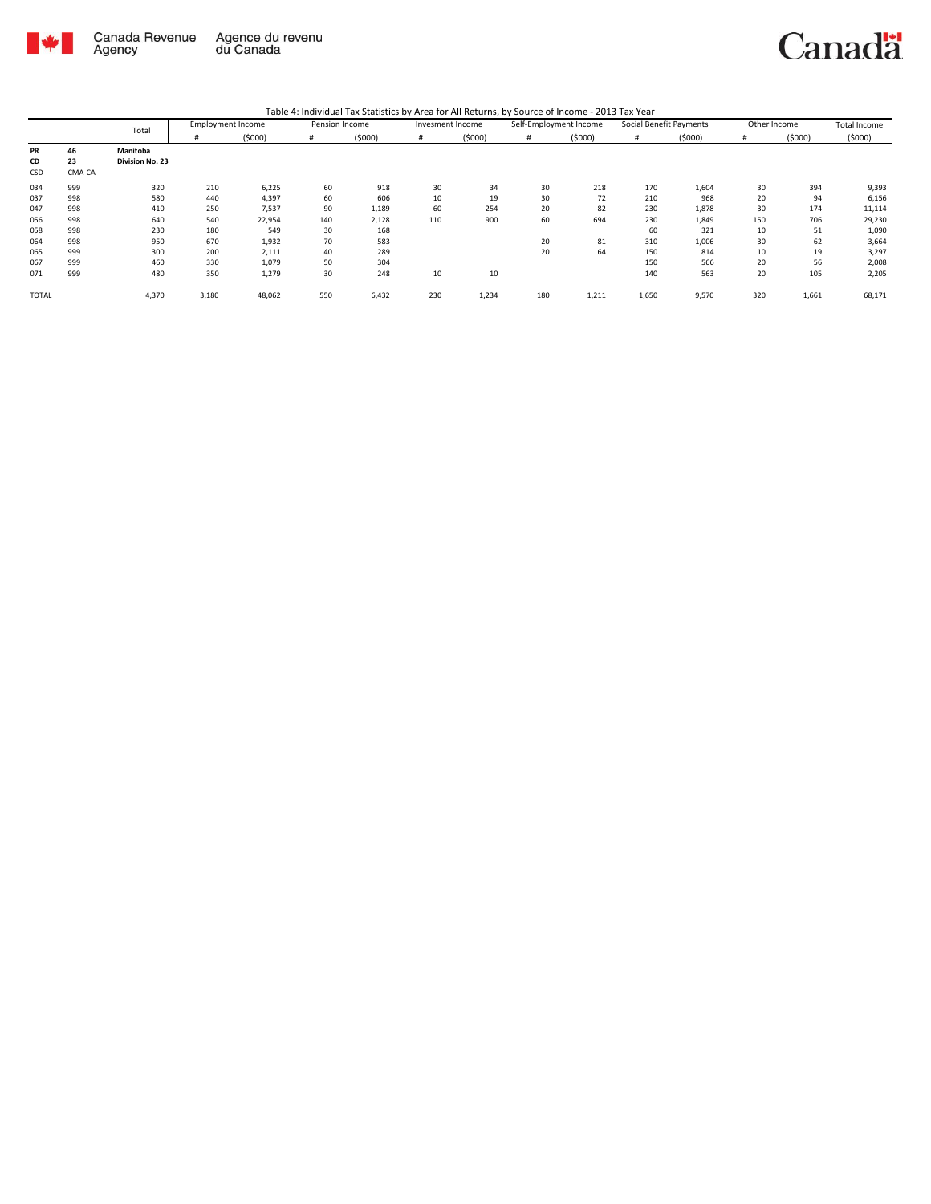Canada Revenue Agency / Agence du revenu du Canada

Table 4: Individual Tax Statistics by Area for All Returns, by Source of Income - 2013 Tax Year

| | | Total | Employment Income | | Pension Income | | Invesment Income | | Self-Employment Income | | Social Benefit Payments | | Other Income | | Total Income |
|---|---|---|---|---|---|---|---|---|---|---|---|---|---|---|---|
| | | | # | ($000) | # | ($000) | # | ($000) | # | ($000) | # | ($000) | # | ($000) | ($000) |
| **PR** | **46** | **Manitoba** | | | | | | | | | | | | | |
| **CD** | **23** | **Division No. 23** | | | | | | | | | | | | | |
| CSD | CMA-CA | | | | | | | | | | | | | | |
| 034 | 999 | 320 | 210 | 6,225 | 60 | 918 | 30 | 34 | 30 | 218 | 170 | 1,604 | 30 | 394 | 9,393 |
| 037 | 998 | 580 | 440 | 4,397 | 60 | 606 | 10 | 19 | 30 | 72 | 210 | 968 | 20 | 94 | 6,156 |
| 047 | 998 | 410 | 250 | 7,537 | 90 | 1,189 | 60 | 254 | 20 | 82 | 230 | 1,878 | 30 | 174 | 11,114 |
| 056 | 998 | 640 | 540 | 22,954 | 140 | 2,128 | 110 | 900 | 60 | 694 | 230 | 1,849 | 150 | 706 | 29,230 |
| 058 | 998 | 230 | 180 | 549 | 30 | 168 | | | | | 60 | 321 | 10 | 51 | 1,090 |
| 064 | 998 | 950 | 670 | 1,932 | 70 | 583 | | | 20 | 81 | 310 | 1,006 | 30 | 62 | 3,664 |
| 065 | 999 | 300 | 200 | 2,111 | 40 | 289 | | | 20 | 64 | 150 | 814 | 10 | 19 | 3,297 |
| 067 | 999 | 460 | 330 | 1,079 | 50 | 304 | | | | | 150 | 566 | 20 | 56 | 2,008 |
| 071 | 999 | 480 | 350 | 1,279 | 30 | 248 | 10 | 10 | | | 140 | 563 | 20 | 105 | 2,205 |
| TOTAL | | 4,370 | 3,180 | 48,062 | 550 | 6,432 | 230 | 1,234 | 180 | 1,211 | 1,650 | 9,570 | 320 | 1,661 | 68,171 |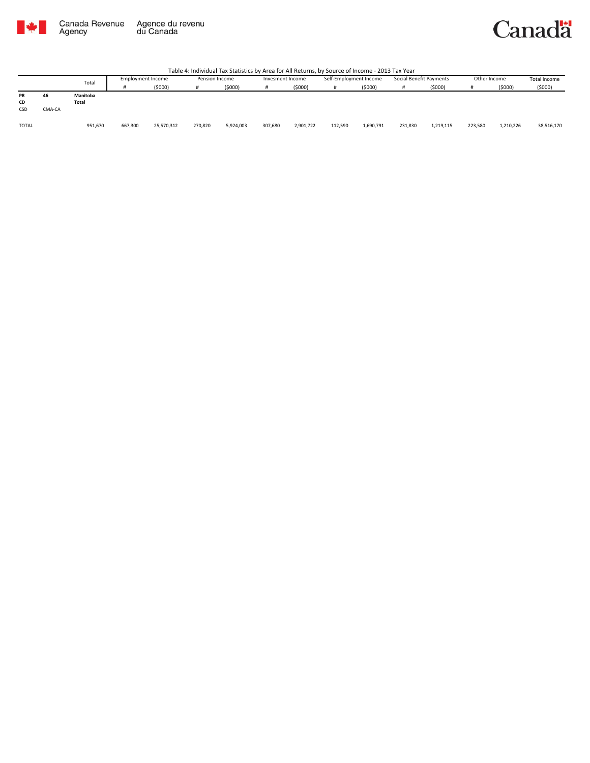Table 4: Individual Tax Statistics by Area for All Returns, by Source of Income - 2013 Tax Year

| | | Total | Employment Income | | Pension Income | | Invesment Income | | Self-Employment Income | | Social Benefit Payments | | Other Income | | Total Income |
|---|---|---|---|---|---|---|---|---|---|---|---|---|---|---|---|
| | | | # | ($000) | # | ($000) | # | ($000) | # | ($000) | # | ($000) | # | ($000) | ($000) |
| **PR** | **46** | **Manitoba** | | | | | | | | | | | | | |
| **CD** | | **Total** | | | | | | | | | | | | | |
| CSD | CMA-CA | | | | | | | | | | | | | | |
| TOTAL | | 951,670 | 667,300 | 25,570,312 | 270,820 | 5,924,003 | 307,680 | 2,901,722 | 112,590 | 1,690,791 | 231,830 | 1,219,115 | 223,580 | 1,210,226 | 38,516,170 |